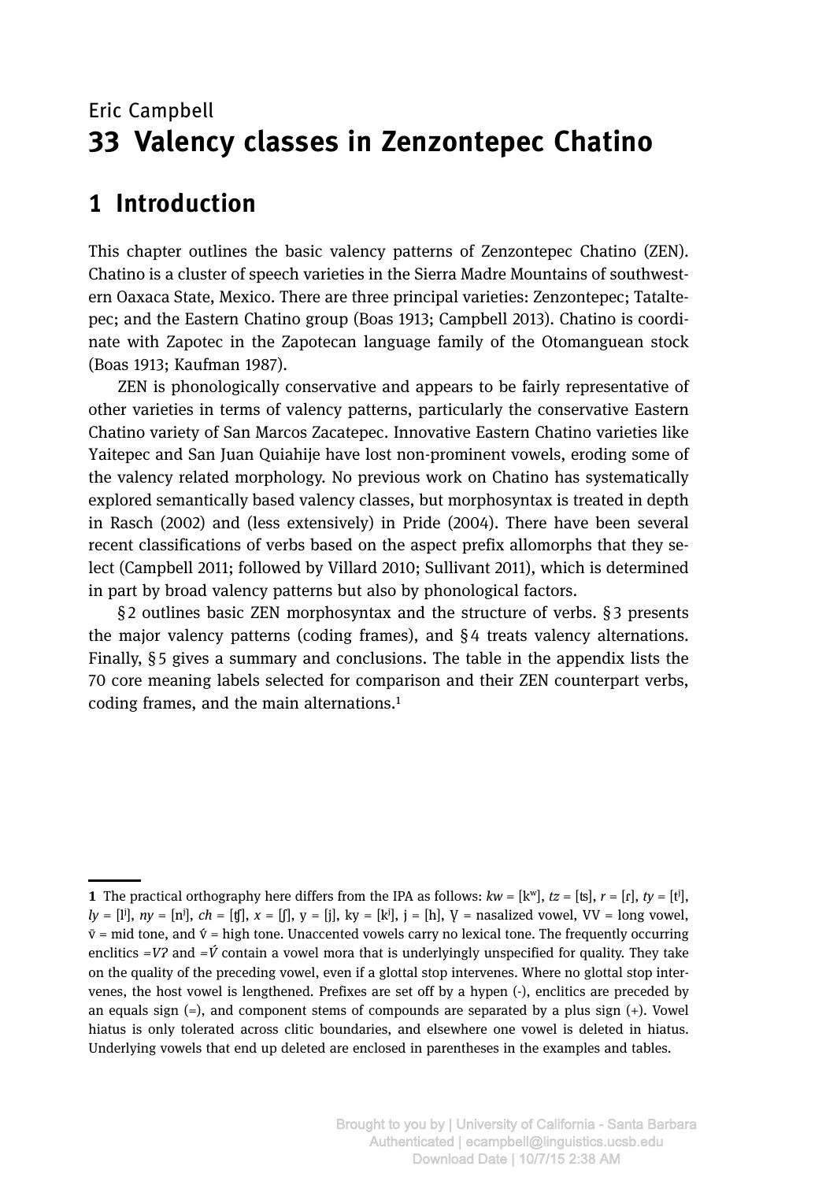Eric Campbell

# 33 Valency classes in Zenzontepec Chatino

## 1 Introduction

This chapter outlines the basic valency patterns of Zenzontepec Chatino (ZEN). Chatino is a cluster of speech varieties in the Sierra Madre Mountains of southwestern Oaxaca State, Mexico. There are three principal varieties: Zenzontepec; Tataltepec; and the Eastern Chatino group (Boas 1913; Campbell 2013). Chatino is coordinate with Zapotec in the Zapotecan language family of the Otomanguean stock (Boas 1913; Kaufman 1987).

ZEN is phonologically conservative and appears to be fairly representative of other varieties in terms of valency patterns, particularly the conservative Eastern Chatino variety of San Marcos Zacatepec. Innovative Eastern Chatino varieties like Yaitepec and San Juan Quiahije have lost non-prominent vowels, eroding some of the valency related morphology. No previous work on Chatino has systematically explored semantically based valency classes, but morphosyntax is treated in depth in Rasch (2002) and (less extensively) in Pride (2004). There have been several recent classifications of verbs based on the aspect prefix allomorphs that they select (Campbell 2011; followed by Villard 2010; Sullivant 2011), which is determined in part by broad valency patterns but also by phonological factors.

§ 2 outlines basic ZEN morphosyntax and the structure of verbs. § 3 presents the major valency patterns (coding frames), and § 4 treats valency alternations. Finally, § 5 gives a summary and conclusions. The table in the appendix lists the 70 core meaning labels selected for comparison and their ZEN counterpart verbs, coding frames, and the main alternations.[1]

[1] The practical orthography here differs from the IPA as follows: *kw* = [kʷ], *tz* = [ts], *r* = [ɾ], *ty* = [tʲ], *ly* = [lʲ], *ny* = [nʲ], *ch* = [ʧ], *x* = [ʃ], y = [j], ky = [kʲ], j = [h], V̱ = nasalized vowel, VV = long vowel, v̄ = mid tone, and v́ = high tone. Unaccented vowels carry no lexical tone. The frequently occurring enclitics *=Vʔ* and *=V́* contain a vowel mora that is underlyingly unspecified for quality. They take on the quality of the preceding vowel, even if a glottal stop intervenes. Where no glottal stop intervenes, the host vowel is lengthened. Prefixes are set off by a hypen (-), enclitics are preceded by an equals sign (=), and component stems of compounds are separated by a plus sign (+). Vowel hiatus is only tolerated across clitic boundaries, and elsewhere one vowel is deleted in hiatus. Underlying vowels that end up deleted are enclosed in parentheses in the examples and tables.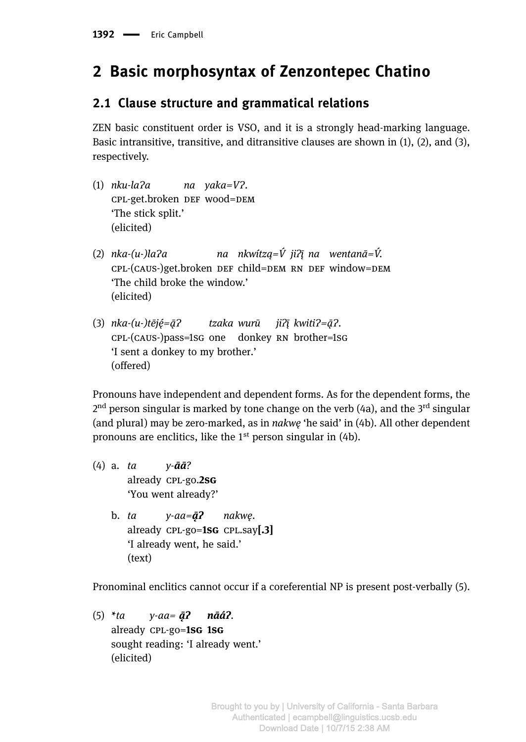## 2 Basic morphosyntax of Zenzontepec Chatino

### 2.1 Clause structure and grammatical relations

ZEN basic constituent order is VSO, and it is a strongly head-marking language. Basic intransitive, transitive, and ditransitive clauses are shown in (1), (2), and (3), respectively.

(1) *nku-laʔa na yaka=Vʔ.*
CPL-get.broken DEF wood=DEM
'The stick split.'
(elicited)

(2) *nka-(u-)laʔa na nkwítzą=V́ jiʔį̄ na wentanā=V́.*
CPL-(CAUS-)get.broken DEF child=DEM RN DEF window=DEM
'The child broke the window.'
(elicited)

(3) *nka-(u-)tēję́=ą̄ʔ tzaka wurū jiʔį̄ kwitiʔ=ąʔ.*
CPL-(CAUS-)pass=1SG one donkey RN brother=1SG
'I sent a donkey to my brother.'
(offered)

Pronouns have independent and dependent forms. As for the dependent forms, the 2nd person singular is marked by tone change on the verb (4a), and the 3rd singular (and plural) may be zero-marked, as in *nakwę* 'he said' in (4b). All other dependent pronouns are enclitics, like the 1st person singular in (4b).

(4) a. *ta y-**āā**ʔ*
already CPL-go.**2SG**
'You went already?'

b. *ta y-aa=**ą̄ʔ** nakwę.*
already CPL-go=**1SG** CPL.say**[.3]**
'I already went, he said.'
(text)

Pronominal enclitics cannot occur if a coreferential NP is present post-verbally (5).

(5) *\*ta y-aa= **ą̄ʔ** **nāáʔ**.*
already CPL-go=**1SG** **1SG**
sought reading: 'I already went.'
(elicited)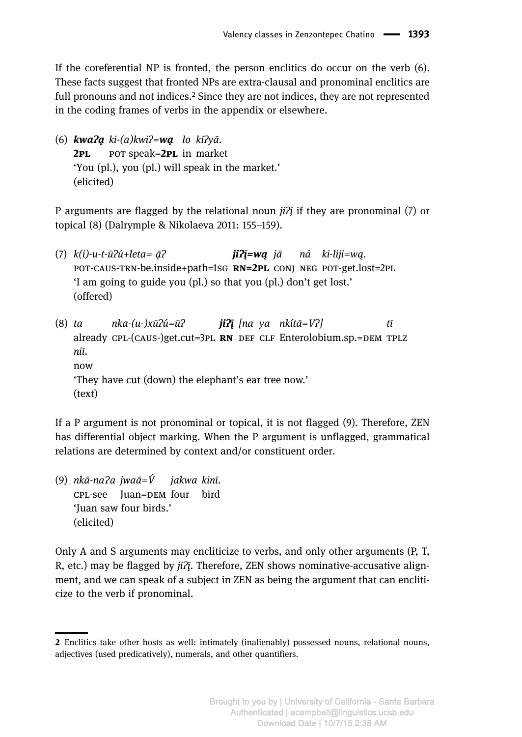If the coreferential NP is fronted, the person enclitics do occur on the verb (6). These facts suggest that fronted NPs are extra-clausal and pronominal enclitics are full pronouns and not indices.[2] Since they are not indices, they are not represented in the coding frames of verbs in the appendix or elsewhere.

(6) ***kwaʔą*** *ki-(a)kwiʔ=**wą*** *lo kiʔyā.*
**2PL** POT speak=**2PL** in market
'You (pl.), you (pl.) will speak in the market.'
(elicited)

P arguments are flagged by the relational noun *jiʔį̄* if they are pronominal (7) or topical (8) (Dalrymple & Nikolaeva 2011: 155–159).

(7) *k(i)-u-t-ūʔú+leta= ą̄ʔ* ***jiʔį̄=wą*** *jā ná ki-liji=wą.*
POT-CAUS-TRN-be.inside+path=1SG **RN=2PL** CONJ NEG POT-get.lost=2PL
'I am going to guide you (pl.) so that you (pl.) don't get lost.'
(offered)

(8) *ta nka-(u-)xūʔú=ūʔ* ***jiʔį̄*** *[na ya nkítā=Vʔ] tī*
already CPL-(CAUS-)get.cut=3PL **RN** DEF CLF Enterolobium.sp.=DEM TPLZ
*niī.*
now
'They have cut (down) the elephant's ear tree now.'
(text)

If a P argument is not pronominal or topical, it is not flagged (9). Therefore, ZEN has differential object marking. When the P argument is unflagged, grammatical relations are determined by context and/or constituent order.

(9) *nkā-naʔa jwaā=V́ jakwa kinī.*
CPL-see Juan=DEM four bird
'Juan saw four birds.'
(elicited)

Only A and S arguments may encliticize to verbs, and only other arguments (P, T, R, etc.) may be flagged by *jiʔį̄*. Therefore, ZEN shows nominative-accusative alignment, and we can speak of a subject in ZEN as being the argument that can encliticize to the verb if pronominal.

**2** Enclitics take other hosts as well: intimately (inalienably) possessed nouns, relational nouns, adjectives (used predicatively), numerals, and other quantifiers.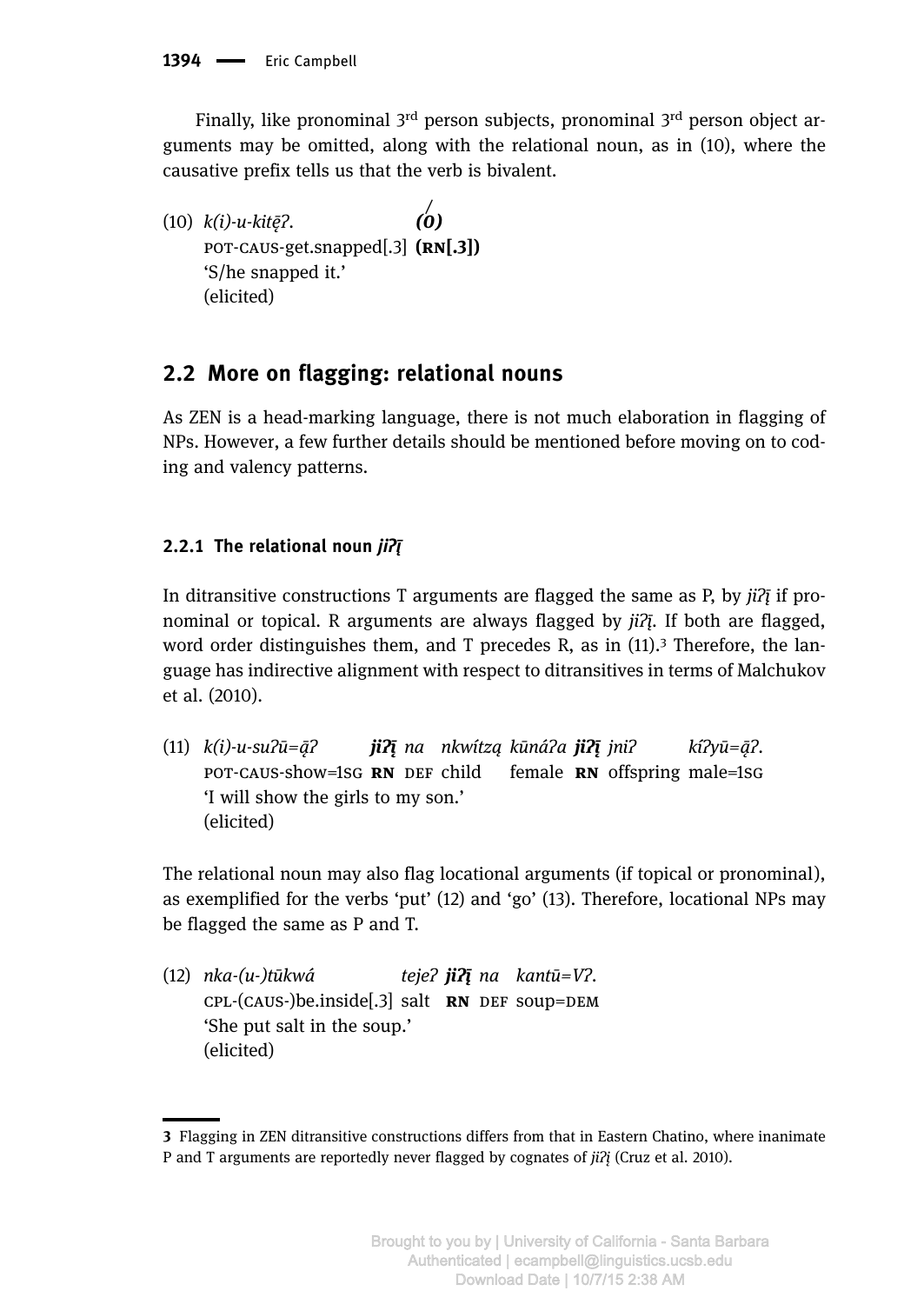Finally, like pronominal 3rd person subjects, pronominal 3rd person object arguments may be omitted, along with the relational noun, as in (10), where the causative prefix tells us that the verb is bivalent.

(10) *k(i)-u-kitę̄ʔ.* ***(0)***
POT-CAUS-get.snapped[.3] **(RN[.3])**
'S/he snapped it.'
(elicited)

## 2.2 More on flagging: relational nouns

As ZEN is a head-marking language, there is not much elaboration in flagging of NPs. However, a few further details should be mentioned before moving on to coding and valency patterns.

### 2.2.1 The relational noun *jiʔį̄*

In ditransitive constructions T arguments are flagged the same as P, by *jiʔį̄* if pronominal or topical. R arguments are always flagged by *jiʔį̄*. If both are flagged, word order distinguishes them, and T precedes R, as in (11).[3] Therefore, the language has indirective alignment with respect to ditransitives in terms of Malchukov et al. (2010).

(11) *k(i)-u-suʔū=ą̄ʔ* ***jiʔį̄*** *na nkwítzą kūnáʔa* ***jiʔį̄*** *jniʔ kíʔyū=ą̄ʔ.*
POT-CAUS-show=1SG **RN** DEF child female **RN** offspring male=1SG
'I will show the girls to my son.'
(elicited)

The relational noun may also flag locational arguments (if topical or pronominal), as exemplified for the verbs 'put' (12) and 'go' (13). Therefore, locational NPs may be flagged the same as P and T.

(12) *nka-(u-)tūkwá tejeʔ* ***jiʔį̄*** *na kantū=Vʔ.*
CPL-(CAUS-)be.inside[.3] salt **RN** DEF soup=DEM
'She put salt in the soup.'
(elicited)

---

**3** Flagging in ZEN ditransitive constructions differs from that in Eastern Chatino, where inanimate P and T arguments are reportedly never flagged by cognates of *jiʔį̄* (Cruz et al. 2010).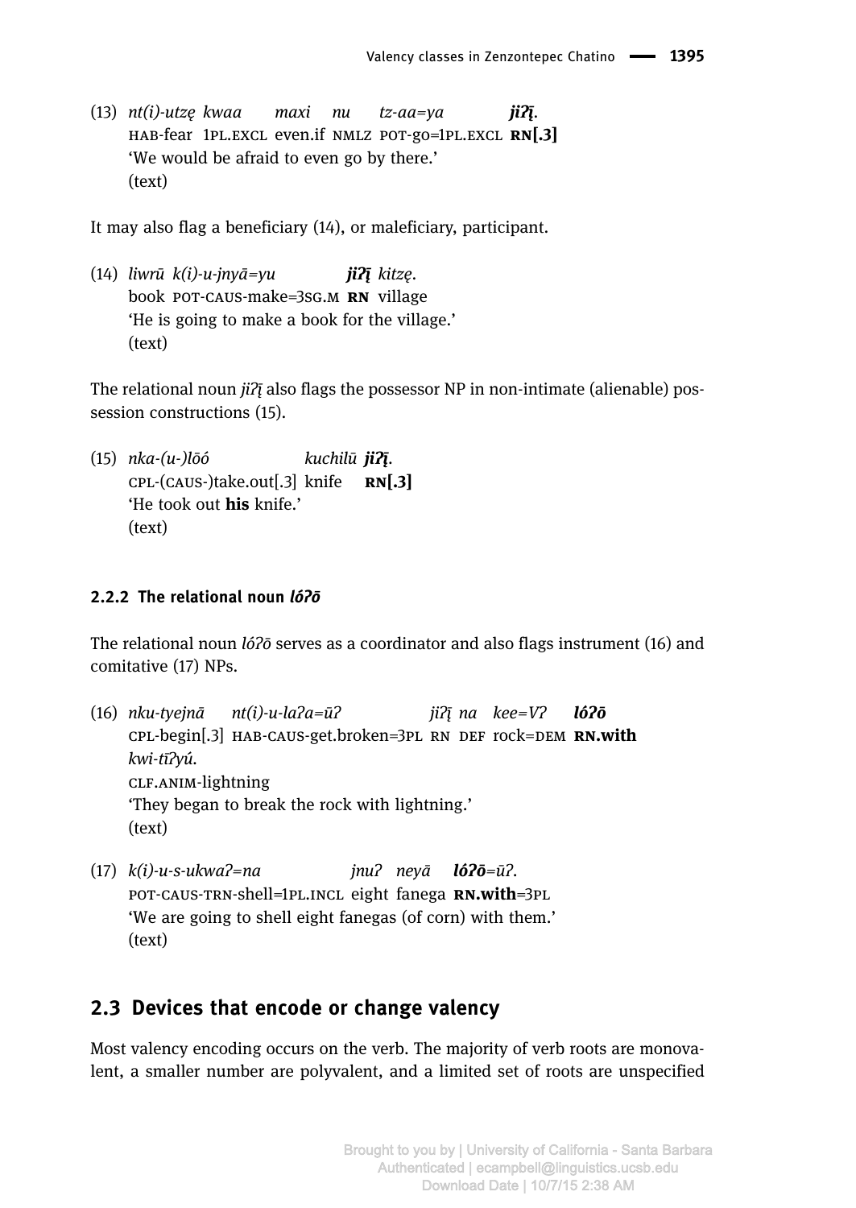(13) *nt(i)-utzę kwaa maxi nu tz-aa=ya* ***jiʔį̄***.
HAB-fear 1PL.EXCL even.if NMLZ POT-go=1PL.EXCL **RN[.3]**
'We would be afraid to even go by there.'
(text)

It may also flag a beneficiary (14), or maleficiary, participant.

(14) *liwrū k(i)-u-jnyā=yu* ***jiʔį̄*** *kitzę*.
book POT-CAUS-make=3SG.M **RN** village
'He is going to make a book for the village.'
(text)

The relational noun *jiʔį̄* also flags the possessor NP in non-intimate (alienable) possession constructions (15).

(15) *nka-(u-)lōó kuchilū* ***jiʔį̄***.
CPL-(CAUS-)take.out[.3] knife **RN[.3]**
'He took out **his** knife.'
(text)

### 2.2.2 The relational noun *lóʔō*

The relational noun *lóʔō* serves as a coordinator and also flags instrument (16) and comitative (17) NPs.

(16) *nku-tyejnā nt(i)-u-laʔa=ūʔ jiʔį̄ na kee=Vʔ* ***lóʔō*** *kwi-tīʔyú*.
CPL-begin[.3] HAB-CAUS-get.broken=3PL RN DEF rock=DEM **RN.with** CLF.ANIM-lightning
'They began to break the rock with lightning.'
(text)

(17) *k(i)-u-s-ukwaʔ=na jnuʔ neyā* ***lóʔō***=*ūʔ*.
POT-CAUS-TRN-shell=1PL.INCL eight fanega **RN.with**=3PL
'We are going to shell eight fanegas (of corn) with them.'
(text)

## 2.3 Devices that encode or change valency

Most valency encoding occurs on the verb. The majority of verb roots are monovalent, a smaller number are polyvalent, and a limited set of roots are unspecified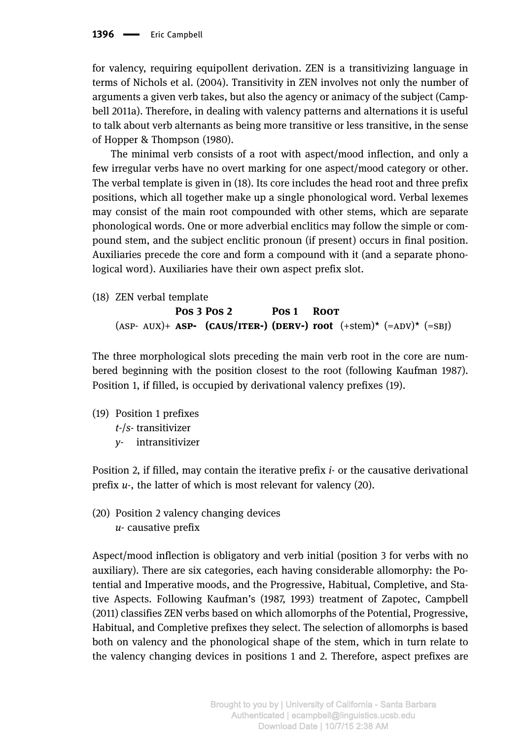for valency, requiring equipollent derivation. ZEN is a transitivizing language in terms of Nichols et al. (2004). Transitivity in ZEN involves not only the number of arguments a given verb takes, but also the agency or animacy of the subject (Campbell 2011a). Therefore, in dealing with valency patterns and alternations it is useful to talk about verb alternants as being more transitive or less transitive, in the sense of Hopper & Thompson (1980).

The minimal verb consists of a root with aspect/mood inflection, and only a few irregular verbs have no overt marking for one aspect/mood category or other. The verbal template is given in (18). Its core includes the head root and three prefix positions, which all together make up a single phonological word. Verbal lexemes may consist of the main root compounded with other stems, which are separate phonological words. One or more adverbial enclitics may follow the simple or compound stem, and the subject enclitic pronoun (if present) occurs in final position. Auxiliaries precede the core and form a compound with it (and a separate phonological word). Auxiliaries have their own aspect prefix slot.

(18) ZEN verbal template

| | **Pos 3** | **Pos 2** | **Pos 1** | **Root** | | | |
|---|---|---|---|---|---|---|---|
| (ASP- AUX)+ | **ASP-** | **(CAUS/ITER-)** | **(DERV-)** | **root** | (+stem)* | (=ADV)* | (=SBJ) |

The three morphological slots preceding the main verb root in the core are numbered beginning with the position closest to the root (following Kaufman 1987). Position 1, if filled, is occupied by derivational valency prefixes (19).

(19) Position 1 prefixes
*t-*/*s-* transitivizer
*y-* intransitivizer

Position 2, if filled, may contain the iterative prefix *i-* or the causative derivational prefix *u-*, the latter of which is most relevant for valency (20).

(20) Position 2 valency changing devices
*u-* causative prefix

Aspect/mood inflection is obligatory and verb initial (position 3 for verbs with no auxiliary). There are six categories, each having considerable allomorphy: the Potential and Imperative moods, and the Progressive, Habitual, Completive, and Stative Aspects. Following Kaufman's (1987, 1993) treatment of Zapotec, Campbell (2011) classifies ZEN verbs based on which allomorphs of the Potential, Progressive, Habitual, and Completive prefixes they select. The selection of allomorphs is based both on valency and the phonological shape of the stem, which in turn relate to the valency changing devices in positions 1 and 2. Therefore, aspect prefixes are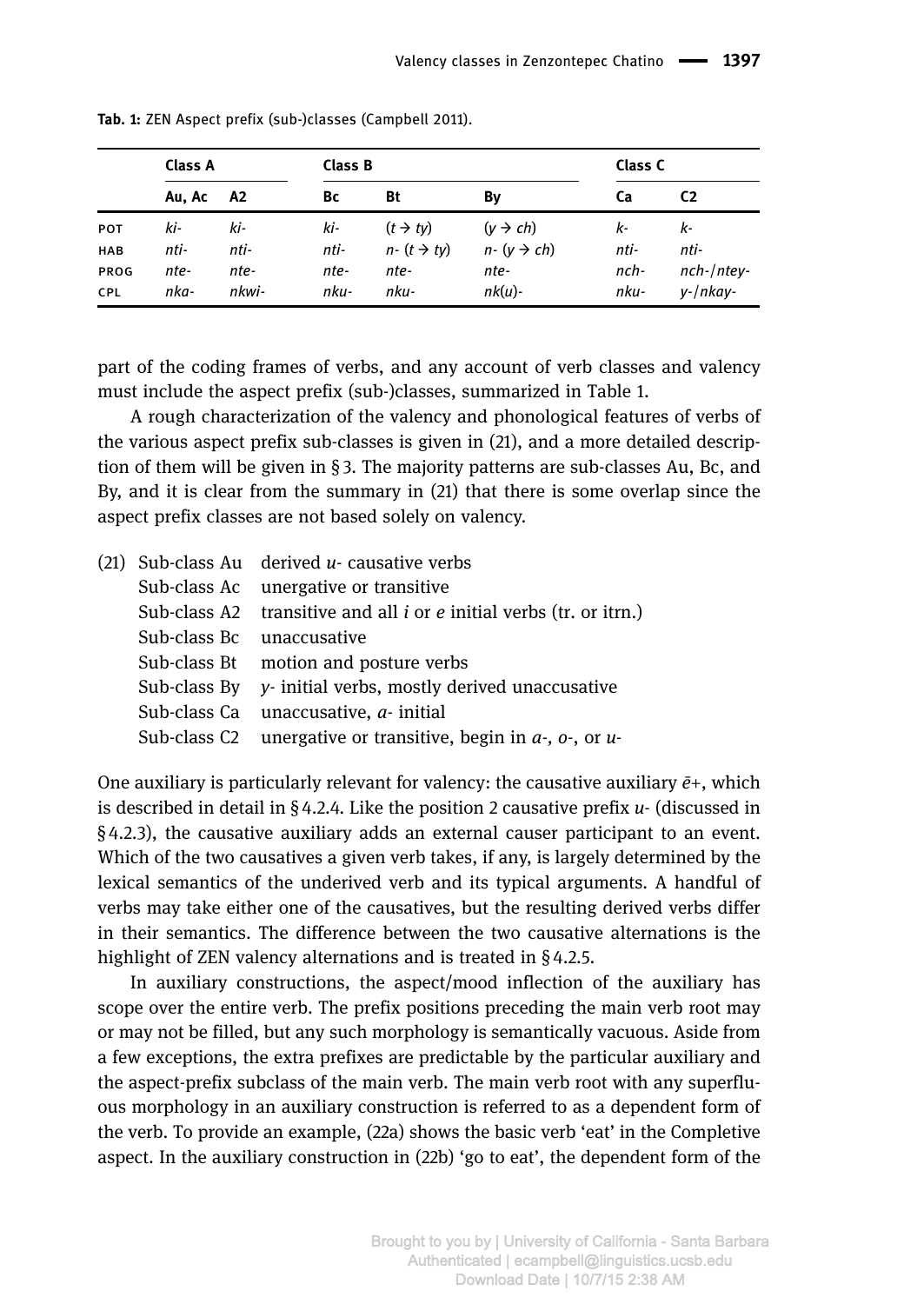**Tab. 1:** ZEN Aspect prefix (sub-)classes (Campbell 2011).

| | Class A | | Class B | | | Class C | |
|---|---|---|---|---|---|---|---|
| | Au, Ac | A2 | Bc | Bt | By | Ca | C2 |
| POT | *ki-* | *ki-* | *ki-* | (*t* → *ty*) | (*y* → *ch*) | *k-* | *k-* |
| HAB | *nti-* | *nti-* | *nti-* | *n-* (*t* → *ty*) | *n-* (*y* → *ch*) | *nti-* | *nti-* |
| PROG | *nte-* | *nte-* | *nte-* | *nte-* | *nte-* | *nch-* | *nch-*/*ntey-* |
| CPL | *nka-* | *nkwi-* | *nku-* | *nku-* | *nk*(*u*)- | *nku-* | *y-*/*nkay-* |

part of the coding frames of verbs, and any account of verb classes and valency must include the aspect prefix (sub-)classes, summarized in Table 1.

A rough characterization of the valency and phonological features of verbs of the various aspect prefix sub-classes is given in (21), and a more detailed description of them will be given in § 3. The majority patterns are sub-classes Au, Bc, and By, and it is clear from the summary in (21) that there is some overlap since the aspect prefix classes are not based solely on valency.

(21) Sub-class Au derived *u-* causative verbs
Sub-class Ac unergative or transitive
Sub-class A2 transitive and all *i* or *e* initial verbs (tr. or itrn.)
Sub-class Bc unaccusative
Sub-class Bt motion and posture verbs
Sub-class By *y-* initial verbs, mostly derived unaccusative
Sub-class Ca unaccusative, *a-* initial
Sub-class C2 unergative or transitive, begin in *a-*, *o-*, or *u-*

One auxiliary is particularly relevant for valency: the causative auxiliary *ē+*, which is described in detail in § 4.2.4. Like the position 2 causative prefix *u-* (discussed in § 4.2.3), the causative auxiliary adds an external causer participant to an event. Which of the two causatives a given verb takes, if any, is largely determined by the lexical semantics of the underived verb and its typical arguments. A handful of verbs may take either one of the causatives, but the resulting derived verbs differ in their semantics. The difference between the two causative alternations is the highlight of ZEN valency alternations and is treated in § 4.2.5.

In auxiliary constructions, the aspect/mood inflection of the auxiliary has scope over the entire verb. The prefix positions preceding the main verb root may or may not be filled, but any such morphology is semantically vacuous. Aside from a few exceptions, the extra prefixes are predictable by the particular auxiliary and the aspect-prefix subclass of the main verb. The main verb root with any superfluous morphology in an auxiliary construction is referred to as a dependent form of the verb. To provide an example, (22a) shows the basic verb 'eat' in the Completive aspect. In the auxiliary construction in (22b) 'go to eat', the dependent form of the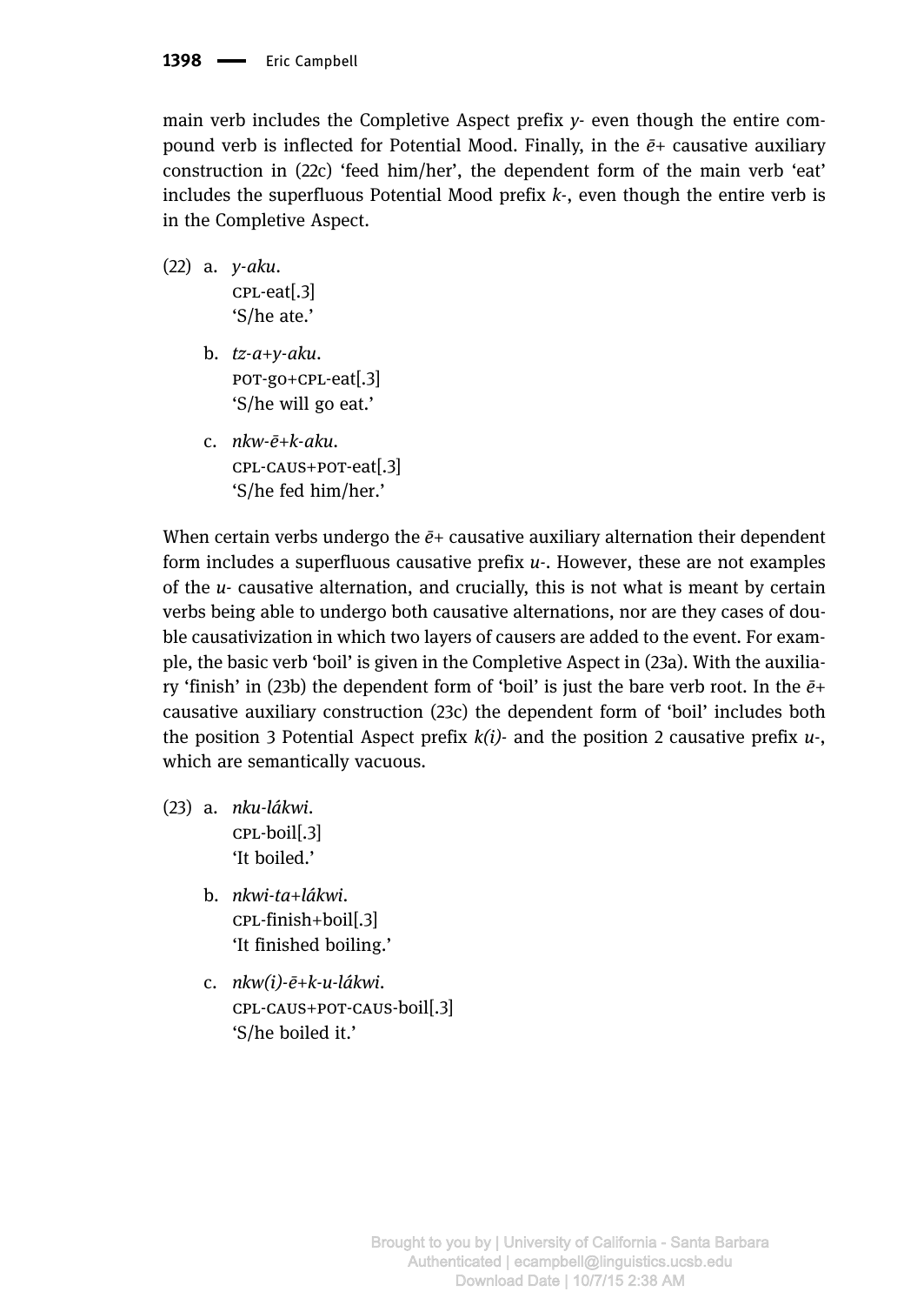main verb includes the Completive Aspect prefix *y-* even though the entire compound verb is inflected for Potential Mood. Finally, in the *ē+* causative auxiliary construction in (22c) 'feed him/her', the dependent form of the main verb 'eat' includes the superfluous Potential Mood prefix *k-*, even though the entire verb is in the Completive Aspect.

(22) a. *y-aku.*
CPL-eat[.3]
'S/he ate.'

b. *tz-a+y-aku.*
POT-go+CPL-eat[.3]
'S/he will go eat.'

c. *nkw-ē+k-aku.*
CPL-CAUS+POT-eat[.3]
'S/he fed him/her.'

When certain verbs undergo the *ē+* causative auxiliary alternation their dependent form includes a superfluous causative prefix *u-*. However, these are not examples of the *u-* causative alternation, and crucially, this is not what is meant by certain verbs being able to undergo both causative alternations, nor are they cases of double causativization in which two layers of causers are added to the event. For example, the basic verb 'boil' is given in the Completive Aspect in (23a). With the auxiliary 'finish' in (23b) the dependent form of 'boil' is just the bare verb root. In the *ē+* causative auxiliary construction (23c) the dependent form of 'boil' includes both the position 3 Potential Aspect prefix *k(i)-* and the position 2 causative prefix *u-*, which are semantically vacuous.

(23) a. *nku-lákwi.*
CPL-boil[.3]
'It boiled.'

b. *nkwi-ta+lákwi.*
CPL-finish+boil[.3]
'It finished boiling.'

c. *nkw(i)-ē+k-u-lákwi.*
CPL-CAUS+POT-CAUS-boil[.3]
'S/he boiled it.'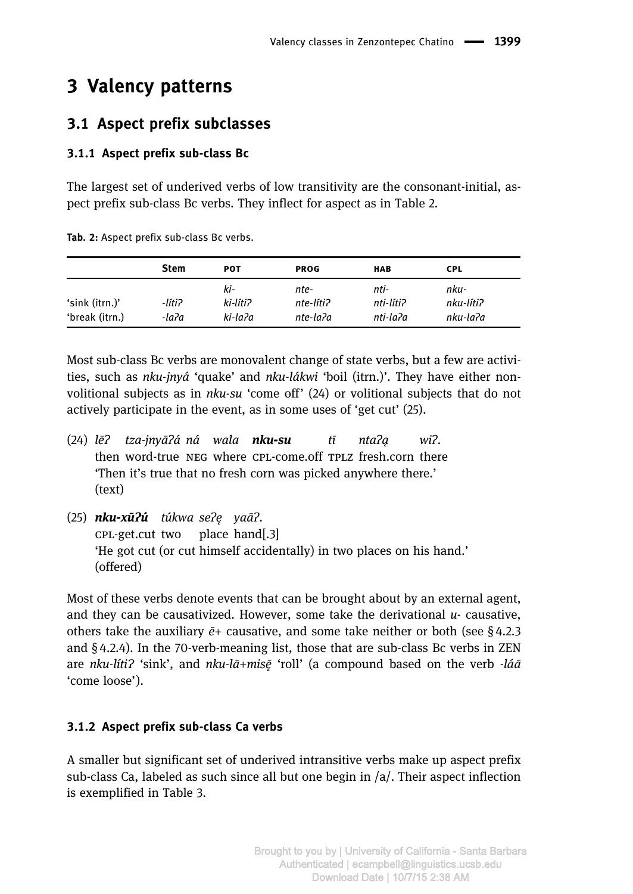# 3 Valency patterns

## 3.1 Aspect prefix subclasses

### 3.1.1 Aspect prefix sub-class Bc

The largest set of underived verbs of low transitivity are the consonant-initial, aspect prefix sub-class Bc verbs. They inflect for aspect as in Table 2.

**Tab. 2:** Aspect prefix sub-class Bc verbs.

| | Stem | POT | PROG | HAB | CPL |
|---|---|---|---|---|---|
| | | *ki-* | *nte-* | *nti-* | *nku-* |
| 'sink (itrn.)' | *-lítiʔ* | *ki-lítiʔ* | *nte-lítiʔ* | *nti-lítiʔ* | *nku-lítiʔ* |
| 'break (itrn.)' | *-laʔa* | *ki-laʔa* | *nte-laʔa* | *nti-laʔa* | *nku-laʔa* |

Most sub-class Bc verbs are monovalent change of state verbs, but a few are activities, such as *nku-jnyá* 'quake' and *nku-lákwi* 'boil (itrn.)'. They have either non-volitional subjects as in *nku-su* 'come off' (24) or volitional subjects that do not actively participate in the event, as in some uses of 'get cut' (25).

(24) *lēʔ tza-jnyāʔá ná wala* ***nku-su*** *tī ntaʔą wiʔ.*
then word-true NEG where CPL-come.off TPLZ fresh.corn there
'Then it's true that no fresh corn was picked anywhere there.'
(text)

(25) ***nku-xūʔú*** *túkwa seʔę yaāʔ.*
CPL-get.cut two place hand[.3]
'He got cut (or cut himself accidentally) in two places on his hand.'
(offered)

Most of these verbs denote events that can be brought about by an external agent, and they can be causativized. However, some take the derivational *u-* causative, others take the auxiliary *ē+* causative, and some take neither or both (see § 4.2.3 and § 4.2.4). In the 70-verb-meaning list, those that are sub-class Bc verbs in ZEN are *nku-lítiʔ* 'sink', and *nku-lā+misę̄* 'roll' (a compound based on the verb *-láā* 'come loose').

### 3.1.2 Aspect prefix sub-class Ca verbs

A smaller but significant set of underived intransitive verbs make up aspect prefix sub-class Ca, labeled as such since all but one begin in /a/. Their aspect inflection is exemplified in Table 3.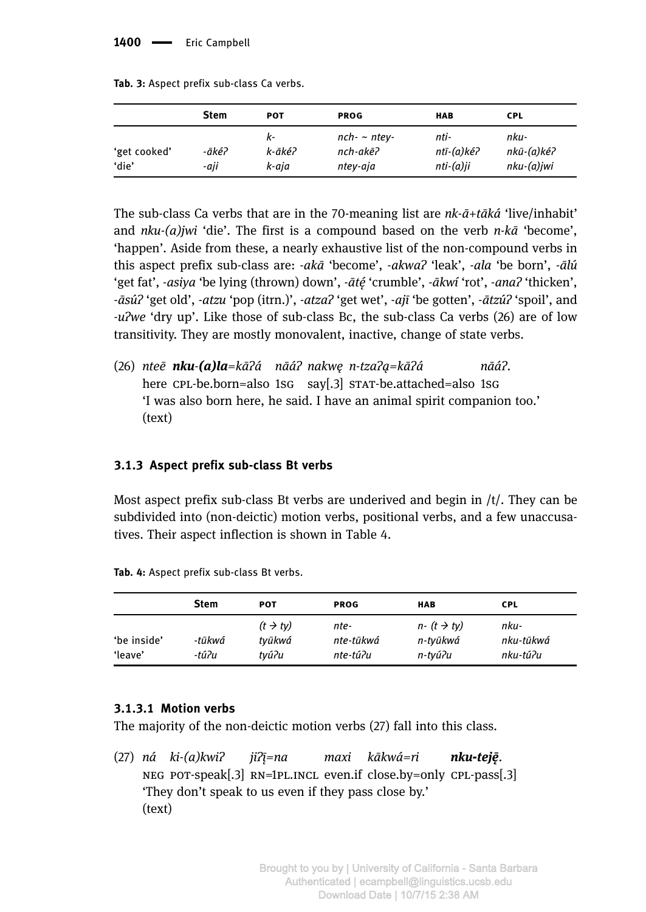**Tab. 3:** Aspect prefix sub-class Ca verbs.

| | Stem | POT | PROG | HAB | CPL |
|---|---|---|---|---|---|
| | | *k-* | *nch- ~ ntey-* | *nti-* | *nku-* |
| 'get cooked' | *-ākéʔ* | *k-ākéʔ* | *nch-akēʔ* | *ntī-(a)kéʔ* | *nkū-(a)kéʔ* |
| 'die' | *-aji* | *k-aja* | *ntey-aja* | *nti-(a)ji* | *nku-(a)jwi* |

The sub-class Ca verbs that are in the 70-meaning list are *nk-ā+tāká* 'live/inhabit' and *nku-(a)jwi* 'die'. The first is a compound based on the verb *n-kā* 'become', 'happen'. Aside from these, a nearly exhaustive list of the non-compound verbs in this aspect prefix sub-class are: *-akā* 'become', *-akwaʔ* 'leak', *-ala* 'be born', *-ālú* 'get fat', *-asiya* 'be lying (thrown) down', *-ātę́* 'crumble', *-ākwí* 'rot', *-anaʔ* 'thicken', *-āsúʔ* 'get old', *-atzu* 'pop (itrn.)', *-atzaʔ* 'get wet', *-ajī* 'be gotten', *-ātzúʔ* 'spoil', and *-uʔwe* 'dry up'. Like those of sub-class Bc, the sub-class Ca verbs (26) are of low transitivity. They are mostly monovalent, inactive, change of state verbs.

(26) *nteē **nku-(a)la**=kāʔá nāáʔ nakwę n-tzaʔą=kāʔá nāáʔ.*
here CPL-be.born=also 1SG say[.3] STAT-be.attached=also 1SG
'I was also born here, he said. I have an animal spirit companion too.'
(text)

### 3.1.3 Aspect prefix sub-class Bt verbs

Most aspect prefix sub-class Bt verbs are underived and begin in /t/. They can be subdivided into (non-deictic) motion verbs, positional verbs, and a few unaccusatives. Their aspect inflection is shown in Table 4.

**Tab. 4:** Aspect prefix sub-class Bt verbs.

| | Stem | POT | PROG | HAB | CPL |
|---|---|---|---|---|---|
| | | *(t → ty)* | *nte-* | *n- (t → ty)* | *nku-* |
| 'be inside' | *-tūkwá* | *tyūkwá* | *nte-tūkwá* | *n-tyūkwá* | *nku-tūkwá* |
| 'leave' | *-túʔu* | *tyúʔu* | *nte-túʔu* | *n-tyúʔu* | *nku-túʔu* |

#### 3.1.3.1 Motion verbs

The majority of the non-deictic motion verbs (27) fall into this class.

(27) *ná ki-(a)kwiʔ jiʔį̄=na maxi kākwá=ri **nku-teję̄**.*
NEG POT-speak[.3] RN=1PL.INCL even.if close.by=only CPL-pass[.3]
'They don't speak to us even if they pass close by.'
(text)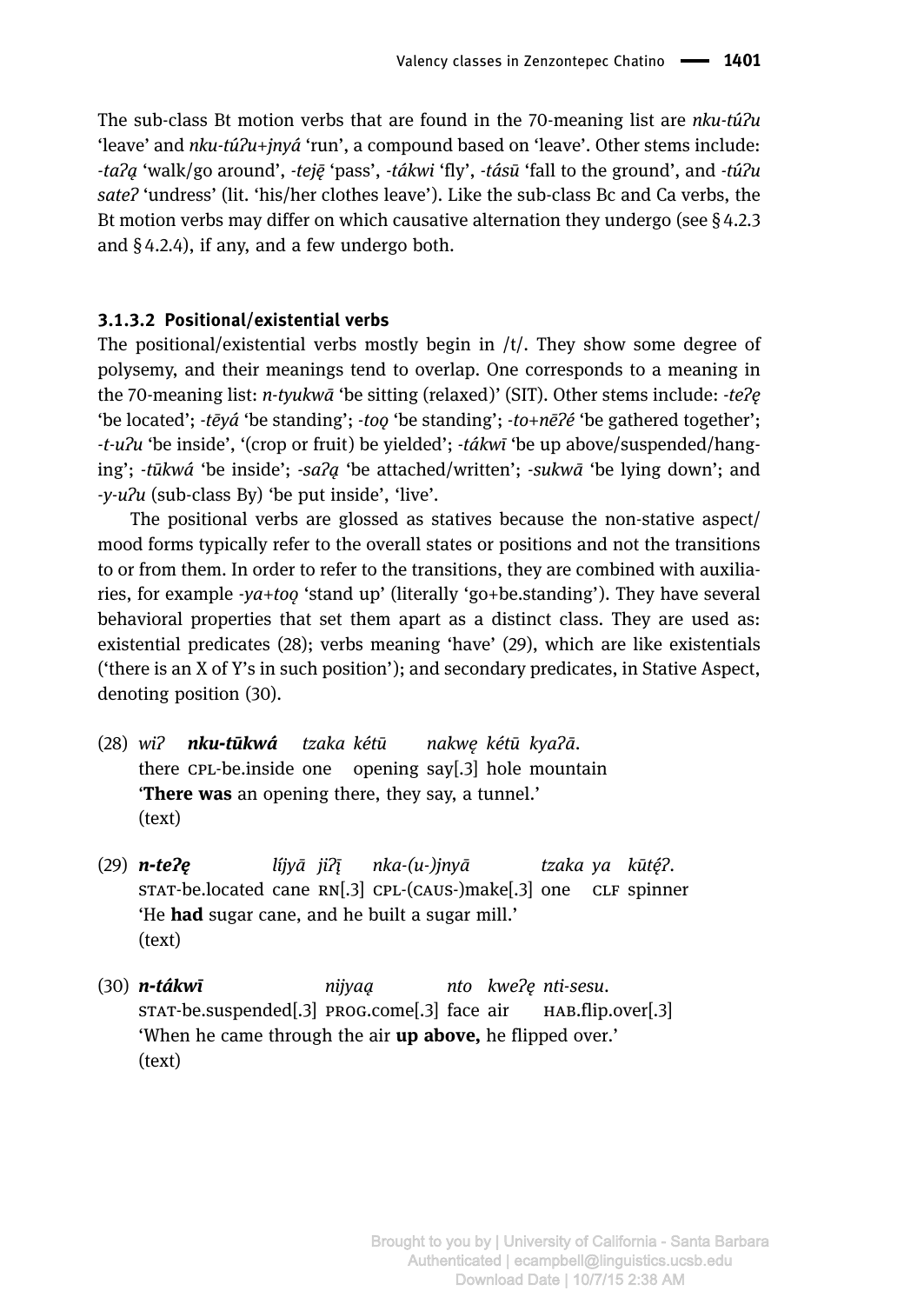The sub-class Bt motion verbs that are found in the 70-meaning list are *nku-túʔu* 'leave' and *nku-túʔu+jnyá* 'run', a compound based on 'leave'. Other stems include: *-taʔą* 'walk/go around', *-teję̄* 'pass', *-tákwi* 'fly', *-tásū* 'fall to the ground', and *-túʔu sateʔ* 'undress' (lit. 'his/her clothes leave'). Like the sub-class Bc and Ca verbs, the Bt motion verbs may differ on which causative alternation they undergo (see § 4.2.3 and § 4.2.4), if any, and a few undergo both.

#### 3.1.3.2 Positional/existential verbs

The positional/existential verbs mostly begin in /t/. They show some degree of polysemy, and their meanings tend to overlap. One corresponds to a meaning in the 70-meaning list: *n-tyukwā* 'be sitting (relaxed)' (SIT). Other stems include: *-teʔę* 'be located'; *-tēyá* 'be standing'; *-toǫ* 'be standing'; *-to+nēʔé* 'be gathered together'; *-t-uʔu* 'be inside', '(crop or fruit) be yielded'; *-tákwī* 'be up above/suspended/hanging'; *-tūkwá* 'be inside'; *-saʔą* 'be attached/written'; *-sukwā* 'be lying down'; and *-y-uʔu* (sub-class By) 'be put inside', 'live'.

The positional verbs are glossed as statives because the non-stative aspect/mood forms typically refer to the overall states or positions and not the transitions to or from them. In order to refer to the transitions, they are combined with auxiliaries, for example *-ya+toǫ* 'stand up' (literally 'go+be.standing'). They have several behavioral properties that set them apart as a distinct class. They are used as: existential predicates (28); verbs meaning 'have' (29), which are like existentials ('there is an X of Y's in such position'); and secondary predicates, in Stative Aspect, denoting position (30).

(28) *wiʔ* ***nku-tūkwá*** *tzaka kétū nakwę kétū kyaʔā.*
there CPL-be.inside one opening say[.3] hole mountain
'**There was** an opening there, they say, a tunnel.'
(text)

(29) ***n-teʔę*** *líjyā jiʔį̄ nka-(u-)jnyā tzaka ya kūtę́ʔ.*
STAT-be.located cane RN[.3] CPL-(CAUS-)make[.3] one CLF spinner
'He **had** sugar cane, and he built a sugar mill.'
(text)

(30) ***n-tákwī*** *nijyaą nto kweʔę nti-sesu.*
STAT-be.suspended[.3] PROG.come[.3] face air HAB.flip.over[.3]
'When he came through the air **up above,** he flipped over.'
(text)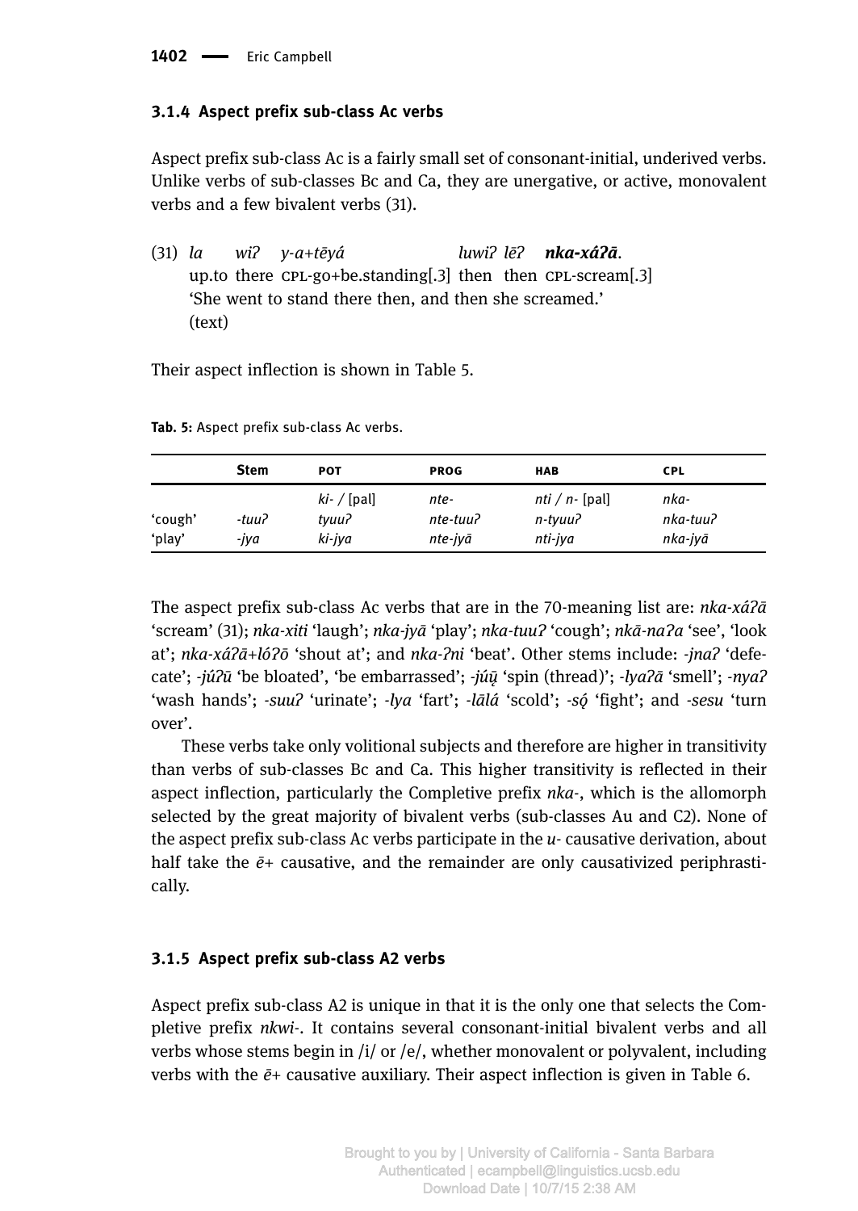### 3.1.4 Aspect prefix sub-class Ac verbs

Aspect prefix sub-class Ac is a fairly small set of consonant-initial, underived verbs. Unlike verbs of sub-classes Bc and Ca, they are unergative, or active, monovalent verbs and a few bivalent verbs (31).

(31) *la* *wiʔ* *y-a+tēyá* *luwiʔ* *lēʔ* ***nka-xáʔā***.
up.to there CPL-go+be.standing[.3] then then CPL-scream[.3]
'She went to stand there then, and then she screamed.'
(text)

Their aspect inflection is shown in Table 5.

**Tab. 5:** Aspect prefix sub-class Ac verbs.

| | Stem | POT | PROG | HAB | CPL |
|---|---|---|---|---|---|
| | | *ki-* / [pal] | *nte-* | *nti* / *n-* [pal] | *nka-* |
| 'cough' | *-tuuʔ* | *tyuuʔ* | *nte-tuuʔ* | *n-tyuuʔ* | *nka-tuuʔ* |
| 'play' | *-jya* | *ki-jya* | *nte-jyā* | *nti-jya* | *nka-jyā* |

The aspect prefix sub-class Ac verbs that are in the 70-meaning list are: *nka-xáʔā* 'scream' (31); *nka-xiti* 'laugh'; *nka-jyā* 'play'; *nka-tuuʔ* 'cough'; *nkā-naʔa* 'see', 'look at'; *nka-xáʔā+lóʔō* 'shout at'; and *nka-ʔni* 'beat'. Other stems include: *-jnaʔ* 'defecate'; *-júʔū* 'be bloated', 'be embarrassed'; *-júų̄* 'spin (thread)'; *-lyaʔā* 'smell'; *-nyaʔ* 'wash hands'; *-suuʔ* 'urinate'; *-lya* 'fart'; *-lālá* 'scold'; *-sǫ́* 'fight'; and *-sesu* 'turn over'.

These verbs take only volitional subjects and therefore are higher in transitivity than verbs of sub-classes Bc and Ca. This higher transitivity is reflected in their aspect inflection, particularly the Completive prefix *nka-*, which is the allomorph selected by the great majority of bivalent verbs (sub-classes Au and C2). None of the aspect prefix sub-class Ac verbs participate in the *u-* causative derivation, about half take the *ē+* causative, and the remainder are only causativized periphrastically.

### 3.1.5 Aspect prefix sub-class A2 verbs

Aspect prefix sub-class A2 is unique in that it is the only one that selects the Completive prefix *nkwi-*. It contains several consonant-initial bivalent verbs and all verbs whose stems begin in /i/ or /e/, whether monovalent or polyvalent, including verbs with the *ē+* causative auxiliary. Their aspect inflection is given in Table 6.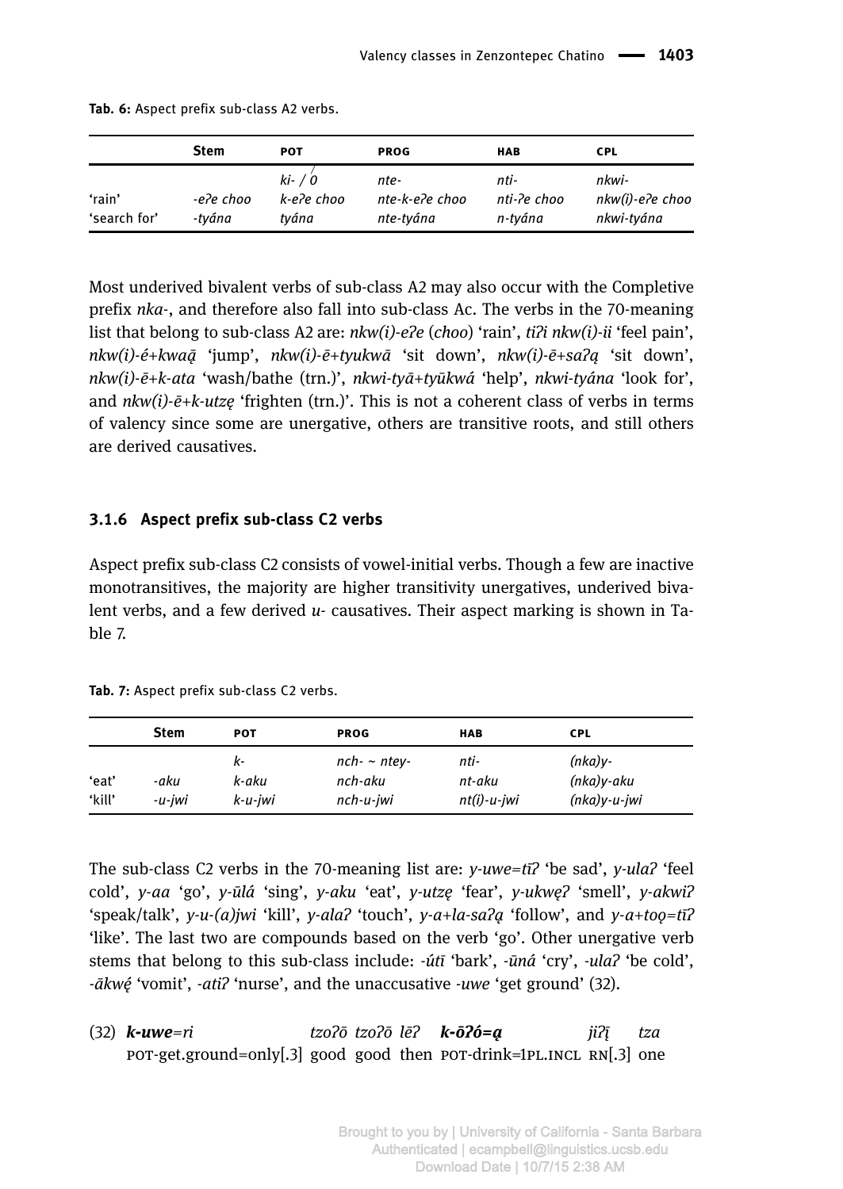**Tab. 6:** Aspect prefix sub-class A2 verbs.

| | Stem | POT | PROG | HAB | CPL |
|---|---|---|---|---|---|
| | | *ki- / 0́* | *nte-* | *nti-* | *nkwi-* |
| 'rain' | *-eʔe choo* | *k-eʔe choo* | *nte-k-eʔe choo* | *nti-ʔe choo* | *nkw(i)-eʔe choo* |
| 'search for' | *-tyána* | *tyána* | *nte-tyána* | *n-tyána* | *nkwi-tyána* |

Most underived bivalent verbs of sub-class A2 may also occur with the Completive prefix *nka-*, and therefore also fall into sub-class Ac. The verbs in the 70-meaning list that belong to sub-class A2 are: *nkw(i)-eʔe* (*choo*) 'rain', *tiʔi nkw(i)-ii* 'feel pain', *nkw(i)-é+kwaą̄* 'jump', *nkw(i)-ē+tyukwā* 'sit down', *nkw(i)-ē+saʔą* 'sit down', *nkw(i)-ē+k-ata* 'wash/bathe (trn.)', *nkwi-tyā+tyūkwá* 'help', *nkwi-tyána* 'look for', and *nkw(i)-ē+k-utzę* 'frighten (trn.)'. This is not a coherent class of verbs in terms of valency since some are unergative, others are transitive roots, and still others are derived causatives.

### 3.1.6 Aspect prefix sub-class C2 verbs

Aspect prefix sub-class C2 consists of vowel-initial verbs. Though a few are inactive monotransitives, the majority are higher transitivity unergatives, underived bivalent verbs, and a few derived *u-* causatives. Their aspect marking is shown in Table 7.

**Tab. 7:** Aspect prefix sub-class C2 verbs.

| | Stem | POT | PROG | HAB | CPL |
|---|---|---|---|---|---|
| | | *k-* | *nch- ~ ntey-* | *nti-* | *(nka)y-* |
| 'eat' | *-aku* | *k-aku* | *nch-aku* | *nt-aku* | *(nka)y-aku* |
| 'kill' | *-u-jwi* | *k-u-jwi* | *nch-u-jwi* | *nt(i)-u-jwi* | *(nka)y-u-jwi* |

The sub-class C2 verbs in the 70-meaning list are: *y-uwe=tīʔ* 'be sad', *y-ulaʔ* 'feel cold', *y-aa* 'go', *y-ūlá* 'sing', *y-aku* 'eat', *y-utzę* 'fear', *y-ukwęʔ* 'smell', *y-akwiʔ* 'speak/talk', *y-u-(a)jwi* 'kill', *y-alaʔ* 'touch', *y-a+la-saʔą* 'follow', and *y-a+toǫ=tīʔ* 'like'. The last two are compounds based on the verb 'go'. Other unergative verb stems that belong to this sub-class include: *-útī* 'bark', *-ūná* 'cry', *-ulaʔ* 'be cold', *-ākwę́* 'vomit', *-atiʔ* 'nurse', and the unaccusative *-uwe* 'get ground' (32).

(32) ***k-uwe****=ri* *tzoʔō* *tzoʔō* *lēʔ* ***k-ōʔó=ą*** *jiʔį̄* *tza*
POT-get.ground=only[.3] good good then POT-drink=1PL.INCL RN[.3] one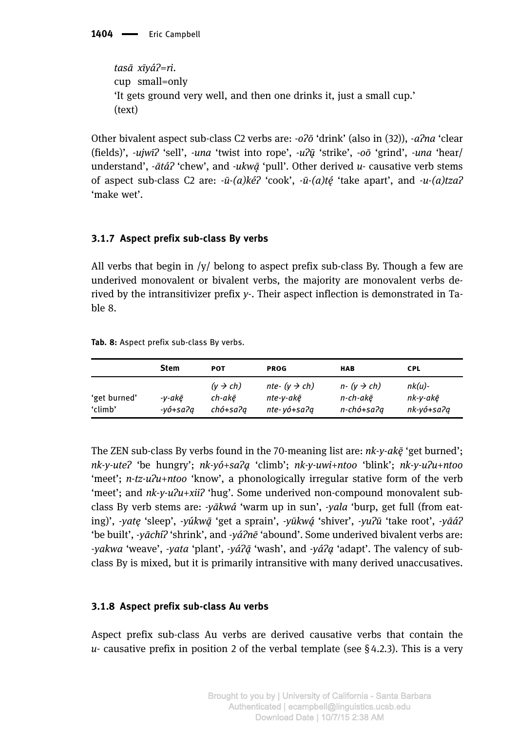*tasā xīyáʔ=ri.*
cup small=only
'It gets ground very well, and then one drinks it, just a small cup.'
(text)

Other bivalent aspect sub-class C2 verbs are: *-oʔō* 'drink' (also in (32)), *-aʔna* 'clear (fields)', *-ujwīʔ* 'sell', *-una* 'twist into rope', *-uʔų̄* 'strike', *-oō* 'grind', *-una* 'hear/understand', *-ātáʔ* 'chew', and *-ukwą̄* 'pull'. Other derived *u-* causative verb stems of aspect sub-class C2 are: *-ū-(a)kéʔ* 'cook', *-ū-(a)tę́* 'take apart', and *-u-(a)tzaʔ* 'make wet'.

### 3.1.7 Aspect prefix sub-class By verbs

All verbs that begin in /y/ belong to aspect prefix sub-class By. Though a few are underived monovalent or bivalent verbs, the majority are monovalent verbs derived by the intransitivizer prefix *y-*. Their aspect inflection is demonstrated in Table 8.

**Tab. 8:** Aspect prefix sub-class By verbs.

| | Stem | POT | PROG | HAB | CPL |
|---|---|---|---|---|---|
| | | *(y → ch)* | *nte- (y → ch)* | *n- (y → ch)* | *nk(u)-* |
| 'get burned' | *-y-akę̄* | *ch-akę̄* | *nte-y-akę̄* | *n-ch-akę̄* | *nk-y-akę̄* |
| 'climb' | *-yó+saʔą* | *chó+saʔą* | *nte- yó+saʔą* | *n-chó+saʔą* | *nk-yó+saʔą* |

The ZEN sub-class By verbs found in the 70-meaning list are: *nk-y-akę̄* 'get burned'; *nk-y-uteʔ* 'be hungry'; *nk-yó+saʔą* 'climb'; *nk-y-uwi+ntoo* 'blink'; *nk-y-uʔu+ntoo* 'meet'; *n-tz-uʔu+ntoo* 'know', a phonologically irregular stative form of the verb 'meet'; and *nk-y-uʔu+xiiʔ* 'hug'. Some underived non-compound monovalent sub-class By verb stems are: *-yākwá* 'warm up in sun', *-yala* 'burp, get full (from eating)', *-yatę* 'sleep', *-yúkwą̄* 'get a sprain', *-yūkwą́* 'shiver', *-yuʔū* 'take root', *-yāáʔ* 'be built', *-yāchíʔ* 'shrink', and *-yáʔnē* 'abound'. Some underived bivalent verbs are: *-yakwa* 'weave', *-yata* 'plant', *-yáʔą̄* 'wash', and *-yáʔą* 'adapt'. The valency of sub-class By is mixed, but it is primarily intransitive with many derived unaccusatives.

### 3.1.8 Aspect prefix sub-class Au verbs

Aspect prefix sub-class Au verbs are derived causative verbs that contain the *u-* causative prefix in position 2 of the verbal template (see § 4.2.3). This is a very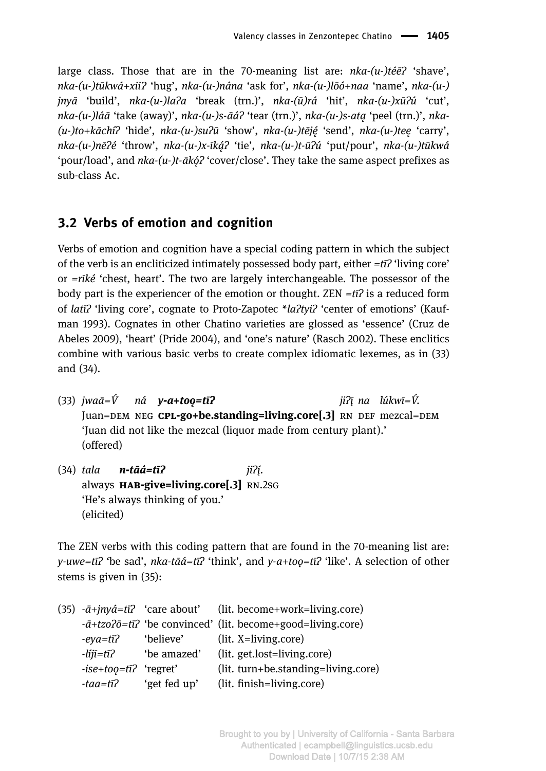large class. Those that are in the 70-meaning list are: *nka-(u-)téēʔ* 'shave', *nka-(u-)tūkwá+xiiʔ* 'hug', *nka-(u-)nána* 'ask for', *nka-(u-)lōó+naa* 'name', *nka-(u-)jnyā* 'build', *nka-(u-)laʔa* 'break (trn.)', *nka-(ū)rá* 'hit', *nka-(u-)xūʔú* 'cut', *nka-(u-)láā* 'take (away)', *nka-(u-)s-āáʔ* 'tear (trn.)', *nka-(u-)s-atą* 'peel (trn.)', *nka-(u-)to+kāchíʔ* 'hide', *nka-(u-)suʔū* 'show', *nka-(u-)tēję́* 'send', *nka-(u-)teę* 'carry', *nka-(u-)nēʔé* 'throw', *nka-(u-)x-īką́ʔ* 'tie', *nka-(u-)t-ūʔú* 'put/pour', *nka-(u-)tūkwá* 'pour/load', and *nka-(u-)t-ākǫ́ʔ* 'cover/close'. They take the same aspect prefixes as sub-class Ac.

## 3.2 Verbs of emotion and cognition

Verbs of emotion and cognition have a special coding pattern in which the subject of the verb is an encliticized intimately possessed body part, either *=tīʔ* 'living core' or *=rīké* 'chest, heart'. The two are largely interchangeable. The possessor of the body part is the experiencer of the emotion or thought. ZEN *=tīʔ* is a reduced form of *latīʔ* 'living core', cognate to Proto-Zapotec *\*laʔtyiʔ* 'center of emotions' (Kaufman 1993). Cognates in other Chatino varieties are glossed as 'essence' (Cruz de Abeles 2009), 'heart' (Pride 2004), and 'one's nature' (Rasch 2002). These enclitics combine with various basic verbs to create complex idiomatic lexemes, as in (33) and (34).

(33) *jwaā=V́ ná **y-a+toǫ=tīʔ** jiʔį̄ na lúkwī=V́.*
Juan=DEM NEG **CPL-go+be.standing=living.core[.3]** RN DEF mezcal=DEM
'Juan did not like the mezcal (liquor made from century plant).'
(offered)

(34) *tala **n-tāá=tīʔ** jiʔį́.*
always **HAB-give=living.core[.3]** RN.2SG
'He's always thinking of you.'
(elicited)

The ZEN verbs with this coding pattern that are found in the 70-meaning list are: *y-uwe=tīʔ* 'be sad', *nka-tāá=tīʔ* 'think', and *y-a+toǫ=tīʔ* 'like'. A selection of other stems is given in (35):

(35)
| | | |
|---|---|---|
| *-ā+jnyá=tīʔ* | 'care about' | (lit. become+work=living.core) |
| *-ā+tzoʔō=tīʔ* | 'be convinced' | (lit. become+good=living.core) |
| *-eya=tīʔ* | 'believe' | (lit. X=living.core) |
| *-líjī=tīʔ* | 'be amazed' | (lit. get.lost=living.core) |
| *-ise+toǫ=tīʔ* | 'regret' | (lit. turn+be.standing=living.core) |
| *-taa=tīʔ* | 'get fed up' | (lit. finish=living.core) |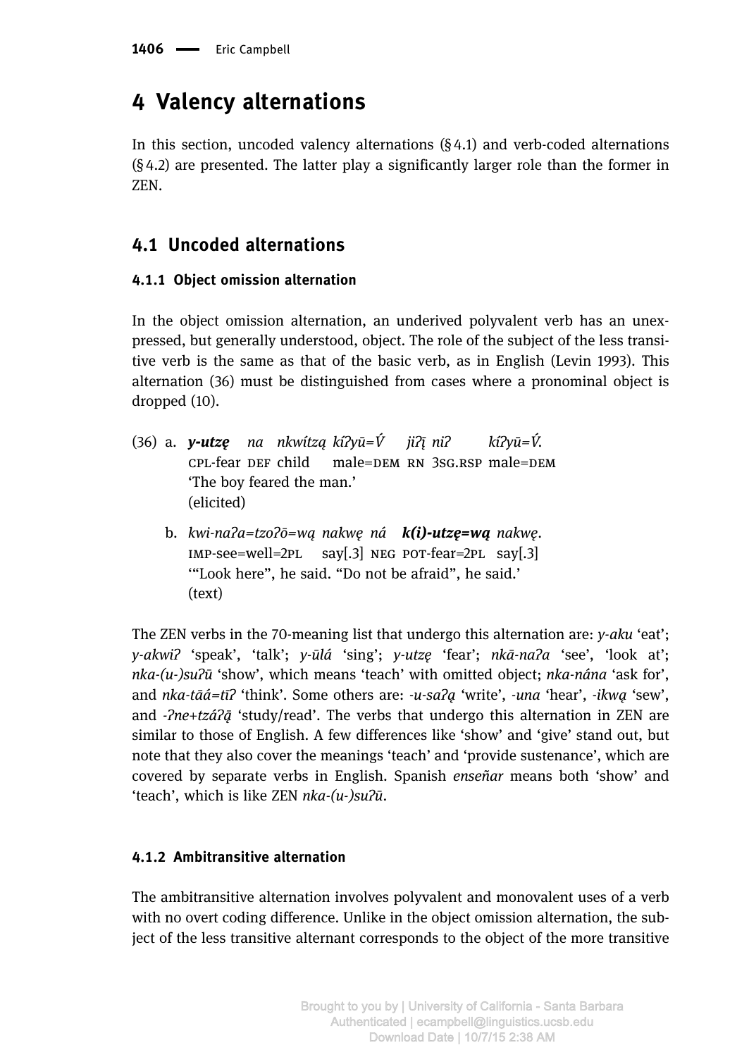# 4 Valency alternations

In this section, uncoded valency alternations (§ 4.1) and verb-coded alternations (§ 4.2) are presented. The latter play a significantly larger role than the former in ZEN.

## 4.1 Uncoded alternations

### 4.1.1 Object omission alternation

In the object omission alternation, an underived polyvalent verb has an unexpressed, but generally understood, object. The role of the subject of the less transitive verb is the same as that of the basic verb, as in English (Levin 1993). This alternation (36) must be distinguished from cases where a pronominal object is dropped (10).

(36) a. ***y-utzę*** *na nkwítzą kíʔyū=V́ jiʔį̄ niʔ kíʔyū=V́.*
CPL-fear DEF child male=DEM RN 3SG.RSP male=DEM
'The boy feared the man.'
(elicited)

b. *kwi-naʔa=tzoʔō=wą nakwę ná* ***k(i)-utzę=wą*** *nakwę.*
IMP-see=well=2PL say[.3] NEG POT-fear=2PL say[.3]
'"Look here", he said. "Do not be afraid", he said.'
(text)

The ZEN verbs in the 70-meaning list that undergo this alternation are: *y-aku* 'eat'; *y-akwiʔ* 'speak', 'talk'; *y-ūlá* 'sing'; *y-utzę* 'fear'; *nkā-naʔa* 'see', 'look at'; *nka-(u-)suʔū* 'show', which means 'teach' with omitted object; *nka-nána* 'ask for', and *nka-tāá=tīʔ* 'think'. Some others are: *-u-saʔą* 'write', *-una* 'hear', *-ikwą* 'sew', and *-ʔne+tzáʔą̄* 'study/read'. The verbs that undergo this alternation in ZEN are similar to those of English. A few differences like 'show' and 'give' stand out, but note that they also cover the meanings 'teach' and 'provide sustenance', which are covered by separate verbs in English. Spanish *enseñar* means both 'show' and 'teach', which is like ZEN *nka-(u-)suʔū*.

### 4.1.2 Ambitransitive alternation

The ambitransitive alternation involves polyvalent and monovalent uses of a verb with no overt coding difference. Unlike in the object omission alternation, the subject of the less transitive alternant corresponds to the object of the more transitive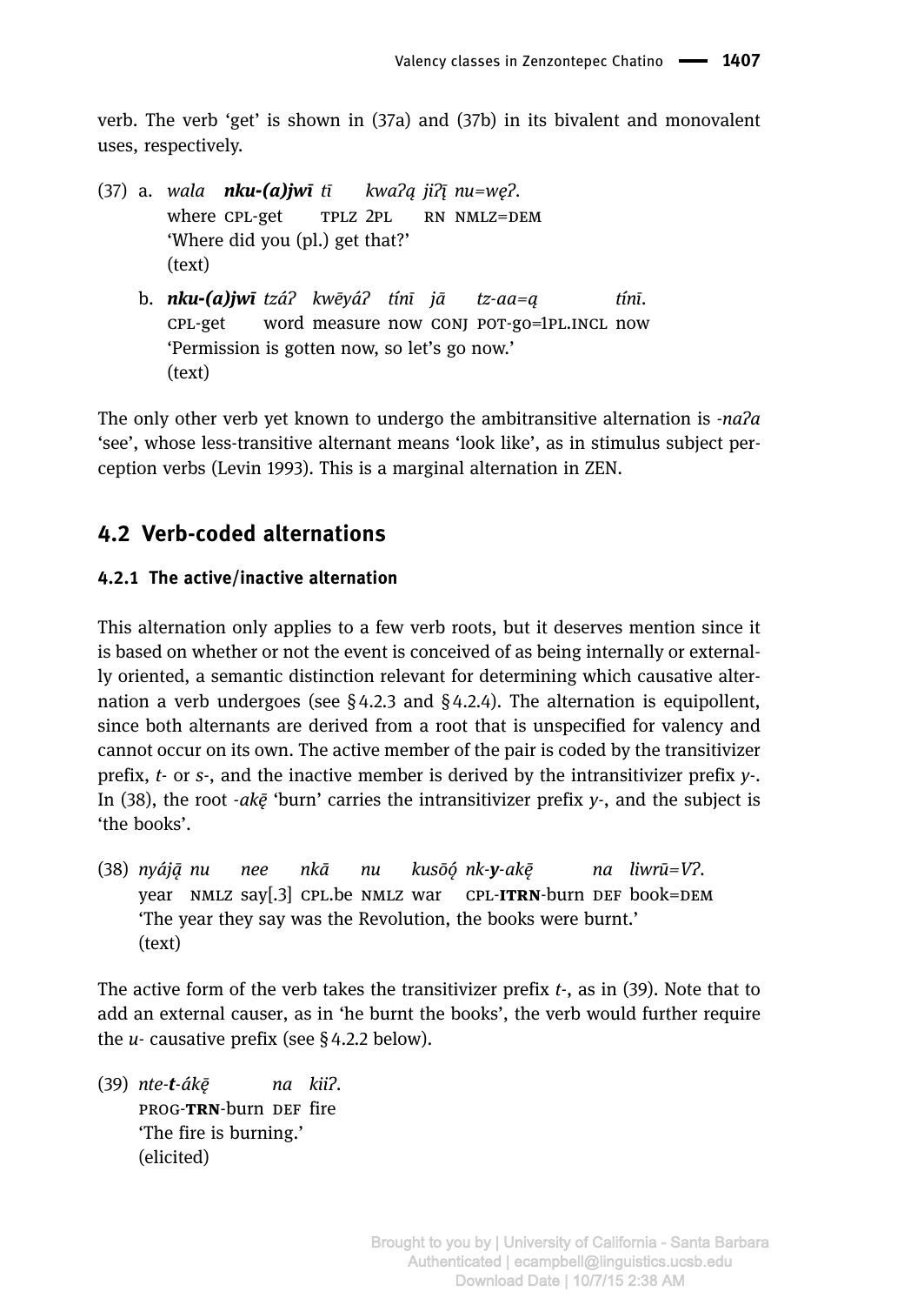verb. The verb 'get' is shown in (37a) and (37b) in its bivalent and monovalent uses, respectively.

(37) a. *wala* ***nku-(a)jwī*** *tī* *kwaʔą* *jiʔį̄* *nu=wę̄ʔ*.
where CPL-get TPLZ 2PL RN NMLZ=DEM
'Where did you (pl.) get that?'
(text)

b. ***nku-(a)jwī*** *tzáʔ* *kwēyáʔ* *tínī* *jā* *tz-aa=ą* *tínī*.
CPL-get word measure now CONJ POT-go=1PL.INCL now
'Permission is gotten now, so let's go now.'
(text)

The only other verb yet known to undergo the ambitransitive alternation is *-naʔa* 'see', whose less-transitive alternant means 'look like', as in stimulus subject perception verbs (Levin 1993). This is a marginal alternation in ZEN.

## 4.2 Verb-coded alternations

### 4.2.1 The active/inactive alternation

This alternation only applies to a few verb roots, but it deserves mention since it is based on whether or not the event is conceived of as being internally or externally oriented, a semantic distinction relevant for determining which causative alternation a verb undergoes (see §4.2.3 and §4.2.4). The alternation is equipollent, since both alternants are derived from a root that is unspecified for valency and cannot occur on its own. The active member of the pair is coded by the transitivizer prefix, *t-* or *s-*, and the inactive member is derived by the intransitivizer prefix *y-*. In (38), the root *-akę̄* 'burn' carries the intransitivizer prefix *y-*, and the subject is 'the books'.

(38) *nyáją̄* *nu* *nee* *nkā* *nu* *kusōǫ́* *nk-**y**-akę̄* *na* *liwrū=Vʔ*.
year NMLZ say[.3] CPL.be NMLZ war CPL-**ITRN**-burn DEF book=DEM
'The year they say was the Revolution, the books were burnt.'
(text)

The active form of the verb takes the transitivizer prefix *t-*, as in (39). Note that to add an external causer, as in 'he burnt the books', the verb would further require the *u-* causative prefix (see §4.2.2 below).

(39) *nte-**t**-ákę̄* *na* *kiiʔ*.
PROG-**TRN**-burn DEF fire
'The fire is burning.'
(elicited)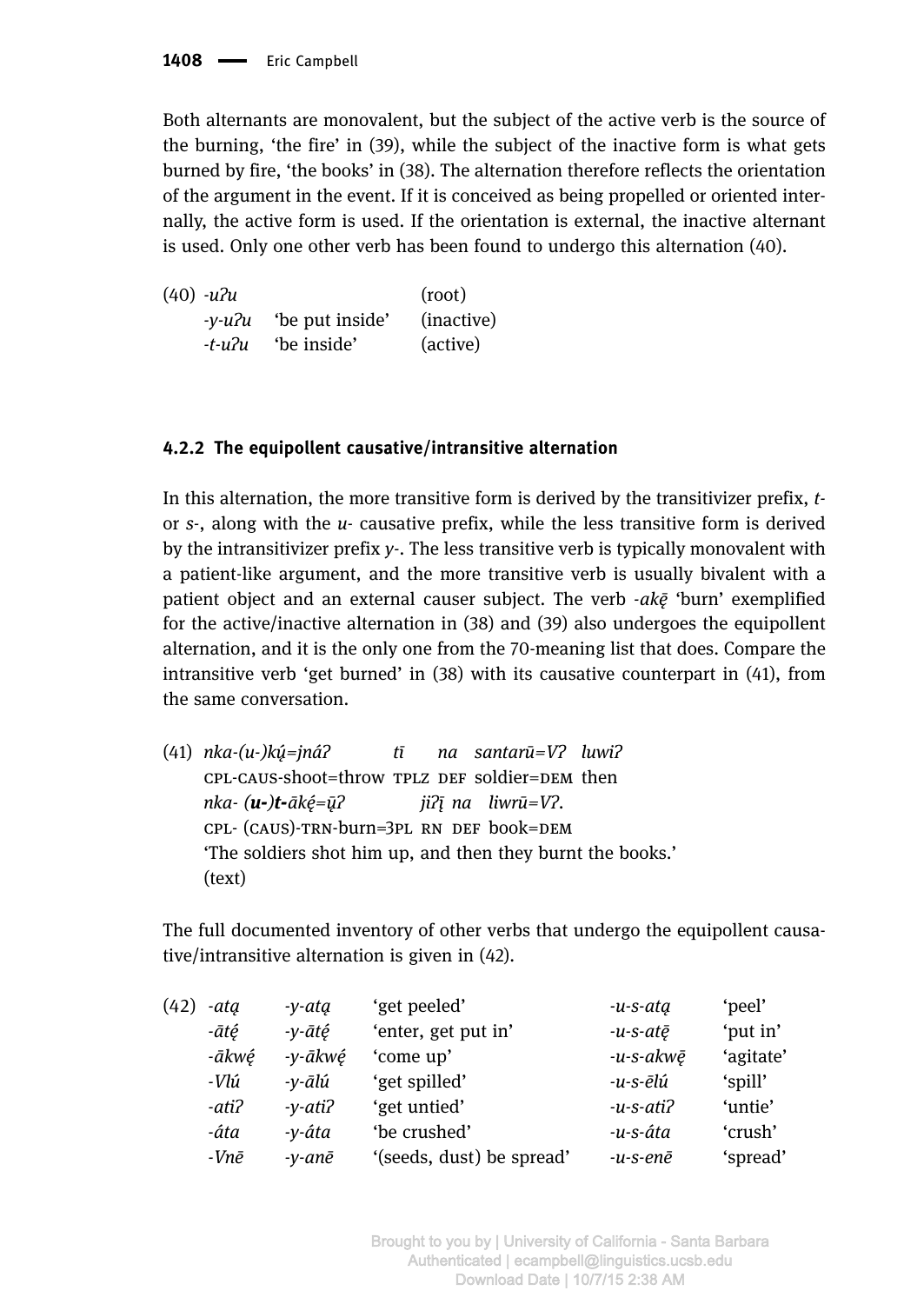Both alternants are monovalent, but the subject of the active verb is the source of the burning, 'the fire' in (39), while the subject of the inactive form is what gets burned by fire, 'the books' in (38). The alternation therefore reflects the orientation of the argument in the event. If it is conceived as being propelled or oriented internally, the active form is used. If the orientation is external, the inactive alternant is used. Only one other verb has been found to undergo this alternation (40).

(40) *-uʔu* (root)
*-y-uʔu* 'be put inside' (inactive)
*-t-uʔu* 'be inside' (active)

#### 4.2.2 The equipollent causative/intransitive alternation

In this alternation, the more transitive form is derived by the transitivizer prefix, *t-* or *s-*, along with the *u-* causative prefix, while the less transitive form is derived by the intransitivizer prefix *y-*. The less transitive verb is typically monovalent with a patient-like argument, and the more transitive verb is usually bivalent with a patient object and an external causer subject. The verb *-akę̄* 'burn' exemplified for the active/inactive alternation in (38) and (39) also undergoes the equipollent alternation, and it is the only one from the 70-meaning list that does. Compare the intransitive verb 'get burned' in (38) with its causative counterpart in (41), from the same conversation.

(41) *nka-(u-)kų́=jnáʔ tī na santarū=Vʔ luwiʔ*
CPL-CAUS-shoot=throw TPLZ DEF soldier=DEM then
*nka- (**u-**)**t-**ākę́=ų̄ʔ jiʔį̄ na liwrū=Vʔ.*
CPL- (CAUS)-TRN-burn=3PL RN DEF book=DEM
'The soldiers shot him up, and then they burnt the books.'
(text)

The full documented inventory of other verbs that undergo the equipollent causative/intransitive alternation is given in (42).

(42)

| | | | | |
|---|---|---|---|---|
| *-atą* | *-y-atą* | 'get peeled' | *-u-s-atą* | 'peel' |
| *-ātę́* | *-y-ātę́* | 'enter, get put in' | *-u-s-atę̄* | 'put in' |
| *-ākwę́* | *-y-ākwę́* | 'come up' | *-u-s-akwę̄* | 'agitate' |
| *-Vlú* | *-y-ālú* | 'get spilled' | *-u-s-ēlú* | 'spill' |
| *-atiʔ* | *-y-atiʔ* | 'get untied' | *-u-s-atiʔ* | 'untie' |
| *-áta* | *-y-áta* | 'be crushed' | *-u-s-áta* | 'crush' |
| *-Vnē* | *-y-anē* | '(seeds, dust) be spread' | *-u-s-enē* | 'spread' |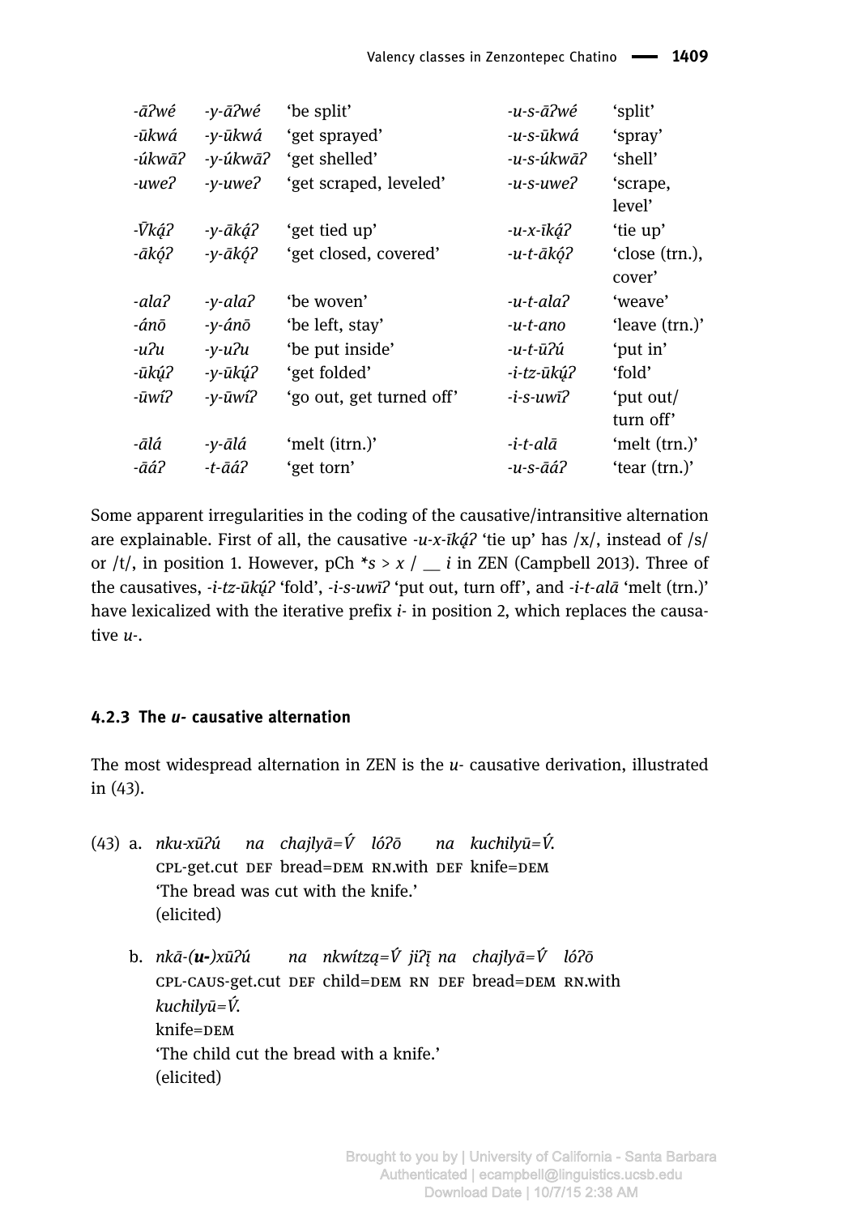| | | | | |
|---|---|---|---|---|
| *-āʔwé* | *-y-āʔwé* | 'be split' | *-u-s-āʔwé* | 'split' |
| *-ūkwá* | *-y-ūkwá* | 'get sprayed' | *-u-s-ūkwá* | 'spray' |
| *-úkwāʔ* | *-y-úkwāʔ* | 'get shelled' | *-u-s-úkwāʔ* | 'shell' |
| *-uweʔ* | *-y-uweʔ* | 'get scraped, leveled' | *-u-s-uweʔ* | 'scrape, level' |
| *-V̄ką́ʔ* | *-y-āką́ʔ* | 'get tied up' | *-u-x-īką́ʔ* | 'tie up' |
| *-āką́ʔ* | *-y-āką́ʔ* | 'get closed, covered' | *-u-t-āką́ʔ* | 'close (trn.), cover' |
| *-alaʔ* | *-y-alaʔ* | 'be woven' | *-u-t-alaʔ* | 'weave' |
| *-ánō* | *-y-ánō* | 'be left, stay' | *-u-t-ano* | 'leave (trn.)' |
| *-uʔu* | *-y-uʔu* | 'be put inside' | *-u-t-ūʔú* | 'put in' |
| *-ūkų́ʔ* | *-y-ūkų́ʔ* | 'get folded' | *-i-tz-ūkų́ʔ* | 'fold' |
| *-ūwíʔ* | *-y-ūwíʔ* | 'go out, get turned off' | *-i-s-uwīʔ* | 'put out/ turn off' |
| *-ālá* | *-y-ālá* | 'melt (itrn.)' | *-i-t-alā* | 'melt (trn.)' |
| *-āáʔ* | *-t-āáʔ* | 'get torn' | *-u-s-āáʔ* | 'tear (trn.)' |

Some apparent irregularities in the coding of the causative/intransitive alternation are explainable. First of all, the causative *-u-x-īką́ʔ* 'tie up' has /x/, instead of /s/ or /t/, in position 1. However, pCh *\*s > x / __ i* in ZEN (Campbell 2013). Three of the causatives, *-i-tz-ūkų́ʔ* 'fold', *-i-s-uwīʔ* 'put out, turn off', and *-i-t-alā* 'melt (trn.)' have lexicalized with the iterative prefix *i-* in position 2, which replaces the causative *u-*.

### 4.2.3 The *u-* causative alternation

The most widespread alternation in ZEN is the *u-* causative derivation, illustrated in (43).

(43) a. *nku-xūʔú na chajlyā=V́ lóʔō na kuchilyū=V́.*
CPL-get.cut DEF bread=DEM RN.with DEF knife=DEM
'The bread was cut with the knife.'
(elicited)

b. *nkā-(**u-**)xūʔú na nkwítzą=V́ jiʔį na chajlyā=V́ lóʔō*
CPL-CAUS-get.cut DEF child=DEM RN DEF bread=DEM RN.with
*kuchilyū=V́.*
knife=DEM
'The child cut the bread with a knife.'
(elicited)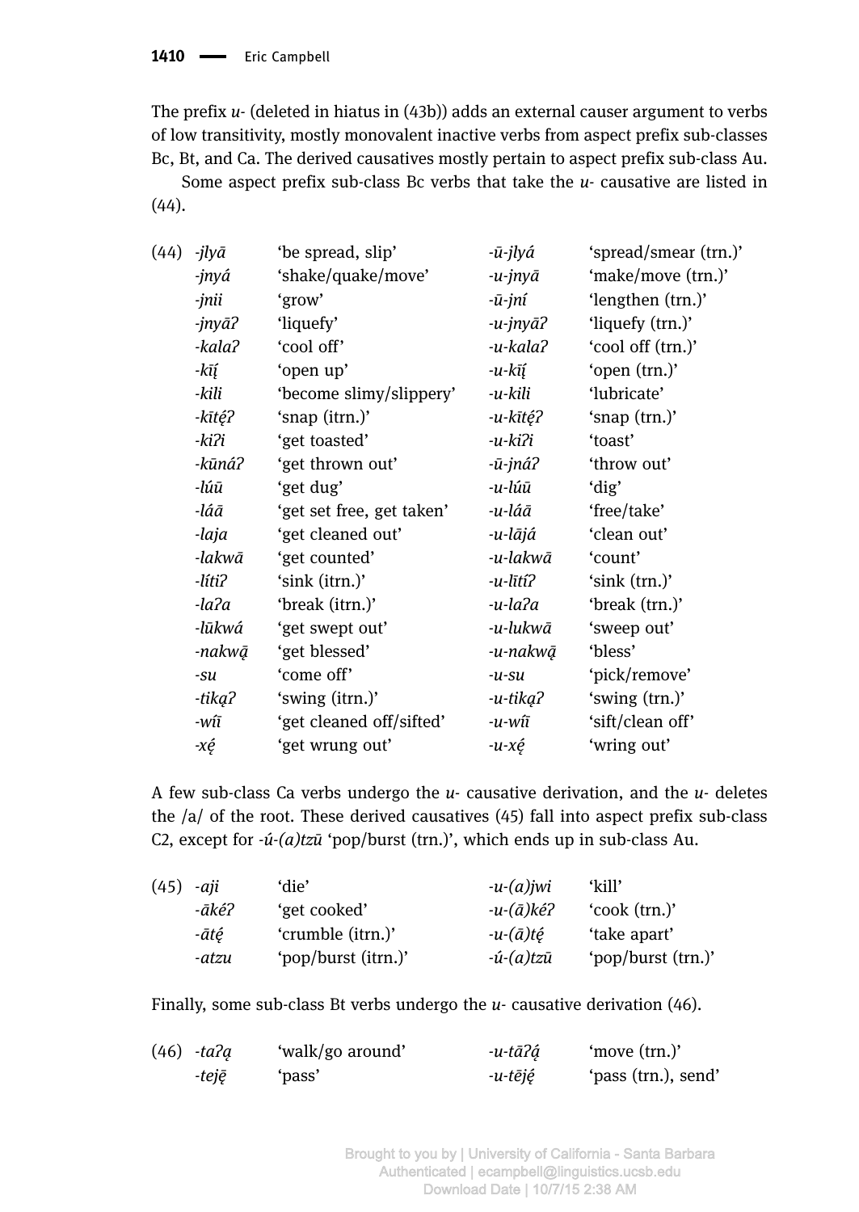The prefix *u-* (deleted in hiatus in (43b)) adds an external causer argument to verbs of low transitivity, mostly monovalent inactive verbs from aspect prefix sub-classes Bc, Bt, and Ca. The derived causatives mostly pertain to aspect prefix sub-class Au.

Some aspect prefix sub-class Bc verbs that take the *u-* causative are listed in (44).

| (44) | | | | |
|---|---|---|---|---|
| | *-jlyā* | 'be spread, slip' | *-ū-jlyá* | 'spread/smear (trn.)' |
| | *-jnyá* | 'shake/quake/move' | *-u-jnyā* | 'make/move (trn.)' |
| | *-jnii* | 'grow' | *-ū-jní* | 'lengthen (trn.)' |
| | *-jnyāʔ* | 'liquefy' | *-u-jnyāʔ* | 'liquefy (trn.)' |
| | *-kalaʔ* | 'cool off' | *-u-kalaʔ* | 'cool off (trn.)' |
| | *-kīį̄* | 'open up' | *-u-kīį̄* | 'open (trn.)' |
| | *-kili* | 'become slimy/slippery' | *-u-kili* | 'lubricate' |
| | *-kītę́ʔ* | 'snap (itrn.)' | *-u-kītę́ʔ* | 'snap (trn.)' |
| | *-kiʔi* | 'get toasted' | *-u-kiʔi* | 'toast' |
| | *-kūnáʔ* | 'get thrown out' | *-ū-jnáʔ* | 'throw out' |
| | *-lúū* | 'get dug' | *-u-lúū* | 'dig' |
| | *-láā* | 'get set free, get taken' | *-u-láā* | 'free/take' |
| | *-laja* | 'get cleaned out' | *-u-lājá* | 'clean out' |
| | *-lakwā* | 'get counted' | *-u-lakwā* | 'count' |
| | *-lítiʔ* | 'sink (itrn.)' | *-u-lītíʔ* | 'sink (trn.)' |
| | *-laʔa* | 'break (itrn.)' | *-u-laʔa* | 'break (trn.)' |
| | *-lūkwá* | 'get swept out' | *-u-lukwā* | 'sweep out' |
| | *-nakwą̄* | 'get blessed' | *-u-nakwą̄* | 'bless' |
| | *-su* | 'come off' | *-u-su* | 'pick/remove' |
| | *-tiką̄ʔ* | 'swing (itrn.)' | *-u-tiką̄ʔ* | 'swing (trn.)' |
| | *-wíī* | 'get cleaned off/sifted' | *-u-wíī* | 'sift/clean off' |
| | *-xę́* | 'get wrung out' | *-u-xę́* | 'wring out' |

A few sub-class Ca verbs undergo the *u-* causative derivation, and the *u-* deletes the /a/ of the root. These derived causatives (45) fall into aspect prefix sub-class C2, except for *-ú-(a)tzū* 'pop/burst (trn.)', which ends up in sub-class Au.

| (45) | | | | |
|---|---|---|---|---|
| | *-aji* | 'die' | *-u-(a)jwi* | 'kill' |
| | *-ākéʔ* | 'get cooked' | *-u-(ā)kéʔ* | 'cook (trn.)' |
| | *-ātę́* | 'crumble (itrn.)' | *-u-(ā)tę́* | 'take apart' |
| | *-atzu* | 'pop/burst (itrn.)' | *-ú-(a)tzū* | 'pop/burst (trn.)' |

Finally, some sub-class Bt verbs undergo the *u-* causative derivation (46).

| (46) | | | | |
|---|---|---|---|---|
| | *-taʔą* | 'walk/go around' | *-u-tāʔą́* | 'move (trn.)' |
| | *-teję̄* | 'pass' | *-u-tēję́* | 'pass (trn.), send' |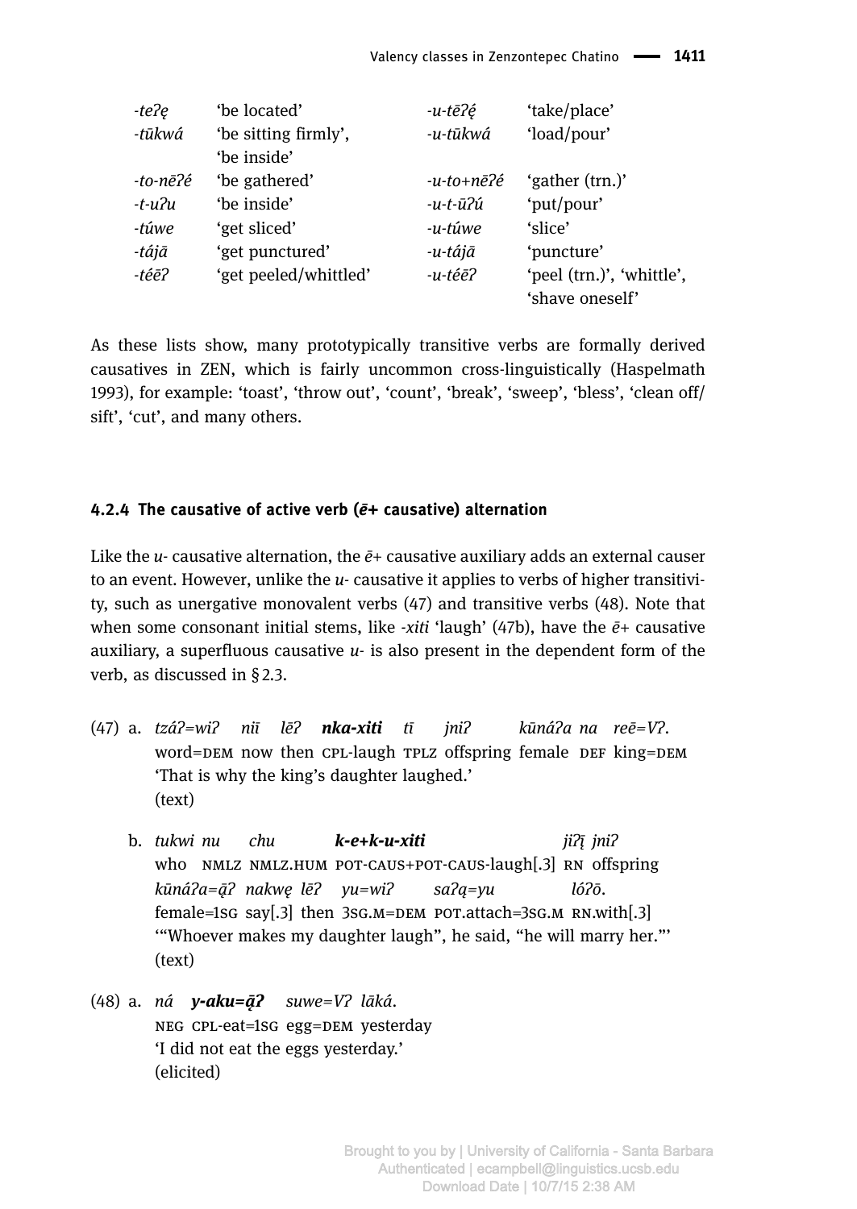| | | | |
|---|---|---|---|
| *-teʔę* | ‘be located’ | *-u-tēʔę́* | ‘take/place’ |
| *-tūkwá* | ‘be sitting firmly’, ‘be inside’ | *-u-tūkwá* | ‘load/pour’ |
| *-to-nēʔé* | ‘be gathered’ | *-u-to+nēʔé* | ‘gather (trn.)’ |
| *-t-uʔu* | ‘be inside’ | *-u-t-ūʔú* | ‘put/pour’ |
| *-túwe* | ‘get sliced’ | *-u-túwe* | ‘slice’ |
| *-tájā* | ‘get punctured’ | *-u-tájā* | ‘puncture’ |
| *-téēʔ* | ‘get peeled/whittled’ | *-u-téēʔ* | ‘peel (trn.)’, ‘whittle’, ‘shave oneself’ |

As these lists show, many prototypically transitive verbs are formally derived causatives in ZEN, which is fairly uncommon cross-linguistically (Haspelmath 1993), for example: ‘toast’, ‘throw out’, ‘count’, ‘break’, ‘sweep’, ‘bless’, ‘clean off/sift’, ‘cut’, and many others.

### 4.2.4 The causative of active verb (*ē+* causative) alternation

Like the *u-* causative alternation, the *ē+* causative auxiliary adds an external causer to an event. However, unlike the *u-* causative it applies to verbs of higher transitivity, such as unergative monovalent verbs (47) and transitive verbs (48). Note that when some consonant initial stems, like *-xiti* ‘laugh’ (47b), have the *ē+* causative auxiliary, a superfluous causative *u-* is also present in the dependent form of the verb, as discussed in § 2.3.

(47) a. *tzáʔ=wiʔ niī lēʔ* ***nka-xiti*** *tī jniʔ kūnáʔa na reē=Vʔ.*
word=DEM now then CPL-laugh TPLZ offspring female DEF king=DEM
‘That is why the king’s daughter laughed.’
(text)

b. *tukwi nu chu* ***k-e+k-u-xiti*** *jiʔį̄ jniʔ*
who NMLZ NMLZ.HUM POT-CAUS+POT-CAUS-laugh[.3] RN offspring
*kūnáʔa=ą̄ʔ nakwę lēʔ yu=wiʔ saʔą=yu lóʔō.*
female=1SG say[.3] then 3SG.M=DEM POT.attach=3SG.M RN.with[.3]
‘“Whoever makes my daughter laugh”, he said, “he will marry her.”’
(text)

(48) a. *ná* ***y-aku=ą̄ʔ*** *suwe=Vʔ lāká.*
NEG CPL-eat=1SG egg=DEM yesterday
‘I did not eat the eggs yesterday.’
(elicited)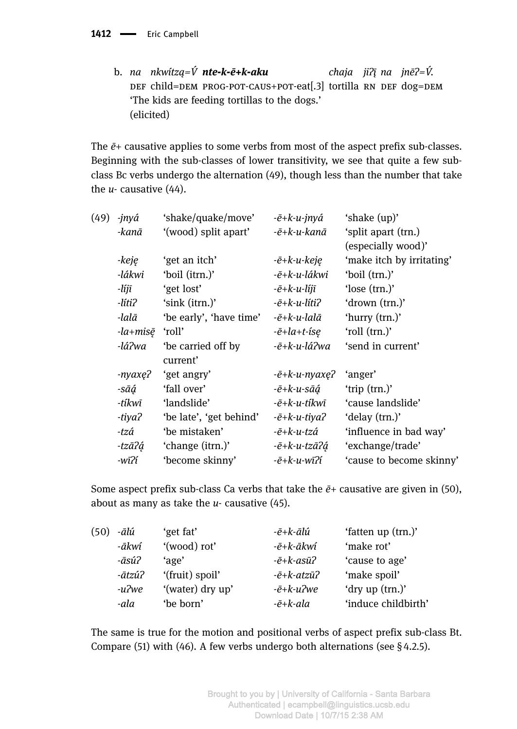b. *na nkwítzą=V́* ***nte-k-ē+k-aku*** *chaja jiʔį na jnēʔ=V́.*
DEF child=DEM PROG-POT-CAUS+POT-eat[.3] tortilla RN DEF dog=DEM
'The kids are feeding tortillas to the dogs.'
(elicited)

The *ē+* causative applies to some verbs from most of the aspect prefix sub-classes. Beginning with the sub-classes of lower transitivity, we see that quite a few sub-class Bc verbs undergo the alternation (49), though less than the number that take the *u-* causative (44).

| | | | | |
|---|---|---|---|---|
| (49) | *-jnyá* | 'shake/quake/move' | *-ē+k-u-jnyá* | 'shake (up)' |
| | *-kanā* | '(wood) split apart' | *-ē+k-u-kanā* | 'split apart (trn.) (especially wood)' |
| | *-keję* | 'get an itch' | *-ē+k-u-keję* | 'make itch by irritating' |
| | *-lákwi* | 'boil (itrn.)' | *-ē+k-u-lákwi* | 'boil (trn.)' |
| | *-líjī* | 'get lost' | *-ē+k-u-líjī* | 'lose (trn.)' |
| | *-lítiʔ* | 'sink (itrn.)' | *-ē+k-u-lítiʔ* | 'drown (trn.)' |
| | *-lalā* | 'be early', 'have time' | *-ē+k-u-lalā* | 'hurry (trn.)' |
| | *-la+misę̄* | 'roll' | *-ē+la+t-íśę* | 'roll (trn.)' |
| | *-láʔwa* | 'be carried off by current' | *-ē+k-u-láʔwa* | 'send in current' |
| | *-nyaxęʔ* | 'get angry' | *-ē+k-u-nyaxęʔ* | 'anger' |
| | *-sāą́* | 'fall over' | *-ē+k-u-sāą́* | 'trip (trn.)' |
| | *-tíkwī* | 'landslide' | *-ē+k-u-tíkwī* | 'cause landslide' |
| | *-tiyaʔ* | 'be late', 'get behind' | *-ē+k-u-tiyaʔ* | 'delay (trn.)' |
| | *-tzá* | 'be mistaken' | *-ē+k-u-tzá* | 'influence in bad way' |
| | *-tzāʔą́* | 'change (itrn.)' | *-ē+k-u-tzāʔą́* | 'exchange/trade' |
| | *-wīʔí* | 'become skinny' | *-ē+k-u-wīʔí* | 'cause to become skinny' |

Some aspect prefix sub-class Ca verbs that take the *ē+* causative are given in (50), about as many as take the *u-* causative (45).

| | | | | |
|---|---|---|---|---|
| (50) | *-ālú* | 'get fat' | *-ē+k-ālú* | 'fatten up (trn.)' |
| | *-ākwí* | '(wood) rot' | *-ē+k-ākwí* | 'make rot' |
| | *-āsúʔ* | 'age' | *-ē+k-asūʔ* | 'cause to age' |
| | *-ātzúʔ* | '(fruit) spoil' | *-ē+k-atzūʔ* | 'make spoil' |
| | *-uʔwe* | '(water) dry up' | *-ē+k-uʔwe* | 'dry up (trn.)' |
| | *-ala* | 'be born' | *-ē+k-ala* | 'induce childbirth' |

The same is true for the motion and positional verbs of aspect prefix sub-class Bt. Compare (51) with (46). A few verbs undergo both alternations (see § 4.2.5).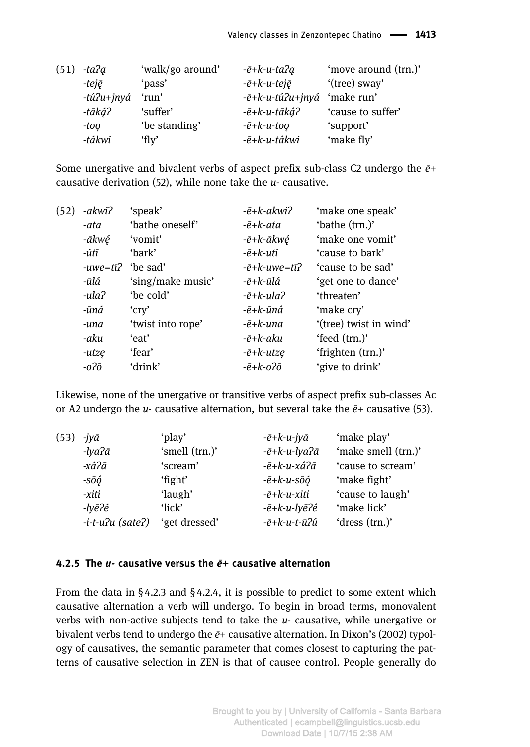(51)

| | | | |
|---|---|---|---|
| *-taʔą* | 'walk/go around' | *-ē+k-u-taʔą* | 'move around (trn.)' |
| *-teję̄* | 'pass' | *-ē+k-u-teję̄* | '(tree) sway' |
| *-túʔu+jnyá* | 'run' | *-ē+k-u-túʔu+jnyá* | 'make run' |
| *-tāką́ʔ* | 'suffer' | *-ē+k-u-tāką́ʔ* | 'cause to suffer' |
| *-toǫ* | 'be standing' | *-ē+k-u-toǫ* | 'support' |
| *-tákwi* | 'fly' | *-ē+k-u-tákwi* | 'make fly' |

Some unergative and bivalent verbs of aspect prefix sub-class C2 undergo the *ē+* causative derivation (52), while none take the *u-* causative.

(52)

| | | | |
|---|---|---|---|
| *-akwiʔ* | 'speak' | *-ē+k-akwiʔ* | 'make one speak' |
| *-ata* | 'bathe oneself' | *-ē+k-ata* | 'bathe (trn.)' |
| *-ākwę́* | 'vomit' | *-ē+k-ākwę́* | 'make one vomit' |
| *-útī* | 'bark' | *-ē+k-uti* | 'cause to bark' |
| *-uwe=tīʔ* | 'be sad' | *-ē+k-uwe=tīʔ* | 'cause to be sad' |
| *-ūlá* | 'sing/make music' | *-ē+k-ūlá* | 'get one to dance' |
| *-ulaʔ* | 'be cold' | *-ē+k-ulaʔ* | 'threaten' |
| *-ūná* | 'cry' | *-ē+k-ūná* | 'make cry' |
| *-una* | 'twist into rope' | *-ē+k-una* | '(tree) twist in wind' |
| *-aku* | 'eat' | *-ē+k-aku* | 'feed (trn.)' |
| *-utzę* | 'fear' | *-ē+k-utzę* | 'frighten (trn.)' |
| *-oʔō* | 'drink' | *-ē+k-oʔō* | 'give to drink' |

Likewise, none of the unergative or transitive verbs of aspect prefix sub-classes Ac or A2 undergo the *u-* causative alternation, but several take the *ē+* causative (53).

(53)

| | | | |
|---|---|---|---|
| *-jyā* | 'play' | *-ē+k-u-jyā* | 'make play' |
| *-lyaʔā* | 'smell (trn.)' | *-ē+k-u-lyaʔā* | 'make smell (trn.)' |
| *-xáʔā* | 'scream' | *-ē+k-u-xáʔā* | 'cause to scream' |
| *-sōǫ́* | 'fight' | *-ē+k-u-sōǫ́* | 'make fight' |
| *-xiti* | 'laugh' | *-ē+k-u-xiti* | 'cause to laugh' |
| *-lyēʔé* | 'lick' | *-ē+k-u-lyēʔé* | 'make lick' |
| *-i-t-uʔu (sateʔ)* | 'get dressed' | *-ē+k-u-t-ūʔú* | 'dress (trn.)' |

### 4.2.5 The *u-* causative versus the *ē+* causative alternation

From the data in §4.2.3 and §4.2.4, it is possible to predict to some extent which causative alternation a verb will undergo. To begin in broad terms, monovalent verbs with non-active subjects tend to take the *u-* causative, while unergative or bivalent verbs tend to undergo the *ē+* causative alternation. In Dixon's (2002) typology of causatives, the semantic parameter that comes closest to capturing the patterns of causative selection in ZEN is that of causee control. People generally do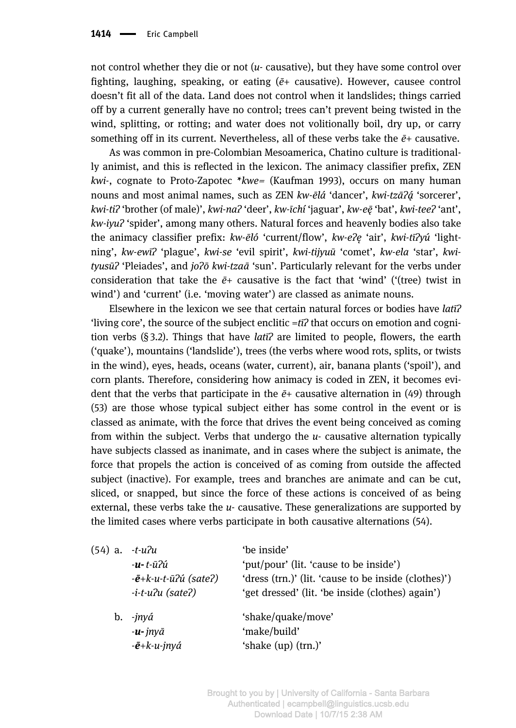not control whether they die or not (*u-* causative), but they have some control over fighting, laughing, speaking, or eating (*ē+* causative). However, causee control doesn't fit all of the data. Land does not control when it landslides; things carried off by a current generally have no control; trees can't prevent being twisted in the wind, splitting, or rotting; and water does not volitionally boil, dry up, or carry something off in its current. Nevertheless, all of these verbs take the *ē+* causative.

As was common in pre-Colombian Mesoamerica, Chatino culture is traditionally animist, and this is reflected in the lexicon. The animacy classifier prefix, ZEN *kwi-*, cognate to Proto-Zapotec *\*kwe=* (Kaufman 1993), occurs on many human nouns and most animal names, such as ZEN *kw-ēlá* 'dancer', *kwi-tzāʔą́* 'sorcerer', *kwi-tiʔ* 'brother (of male)', *kwi-naʔ* 'deer', *kw-īchí* 'jaguar', *kw-eę̄* 'bat', *kwi-teeʔ* 'ant', *kw-iyuʔ* 'spider', among many others. Natural forces and heavenly bodies also take the animacy classifier prefix: *kw-ēló* 'current/flow', *kw-eʔę* 'air', *kwi-tīʔyú* 'lightning', *kw-ewīʔ* 'plague', *kwi-se* 'evil spirit', *kwi-tijyuū* 'comet', *kw-ela* 'star', *kwi-tyusūʔ* 'Pleiades', and *joʔō kwi-tzaā* 'sun'. Particularly relevant for the verbs under consideration that take the *ē+* causative is the fact that 'wind' ('(tree) twist in wind') and 'current' (i.e. 'moving water') are classed as animate nouns.

Elsewhere in the lexicon we see that certain natural forces or bodies have *latīʔ* 'living core', the source of the subject enclitic *=tīʔ* that occurs on emotion and cognition verbs (§ 3.2). Things that have *latīʔ* are limited to people, flowers, the earth ('quake'), mountains ('landslide'), trees (the verbs where wood rots, splits, or twists in the wind), eyes, heads, oceans (water, current), air, banana plants ('spoil'), and corn plants. Therefore, considering how animacy is coded in ZEN, it becomes evident that the verbs that participate in the *ē+* causative alternation in (49) through (53) are those whose typical subject either has some control in the event or is classed as animate, with the force that drives the event being conceived as coming from within the subject. Verbs that undergo the *u-* causative alternation typically have subjects classed as inanimate, and in cases where the subject is animate, the force that propels the action is conceived of as coming from outside the affected subject (inactive). For example, trees and branches are animate and can be cut, sliced, or snapped, but since the force of these actions is conceived of as being external, these verbs take the *u-* causative. These generalizations are supported by the limited cases where verbs participate in both causative alternations (54).

(54) a. *-t-uʔu* — 'be inside'
*-**u-** t-ūʔú* — 'put/pour' (lit. 'cause to be inside')
*-**ē**+k-u-t-ūʔú (sateʔ)* — 'dress (trn.)' (lit. 'cause to be inside (clothes)')
*-i-t-uʔu (sateʔ)* — 'get dressed' (lit. 'be inside (clothes) again')

b. *-jnyá* — 'shake/quake/move'
*-**u-** jnyā* — 'make/build'
*-**ē**+k-u-jnyá* — 'shake (up) (trn.)'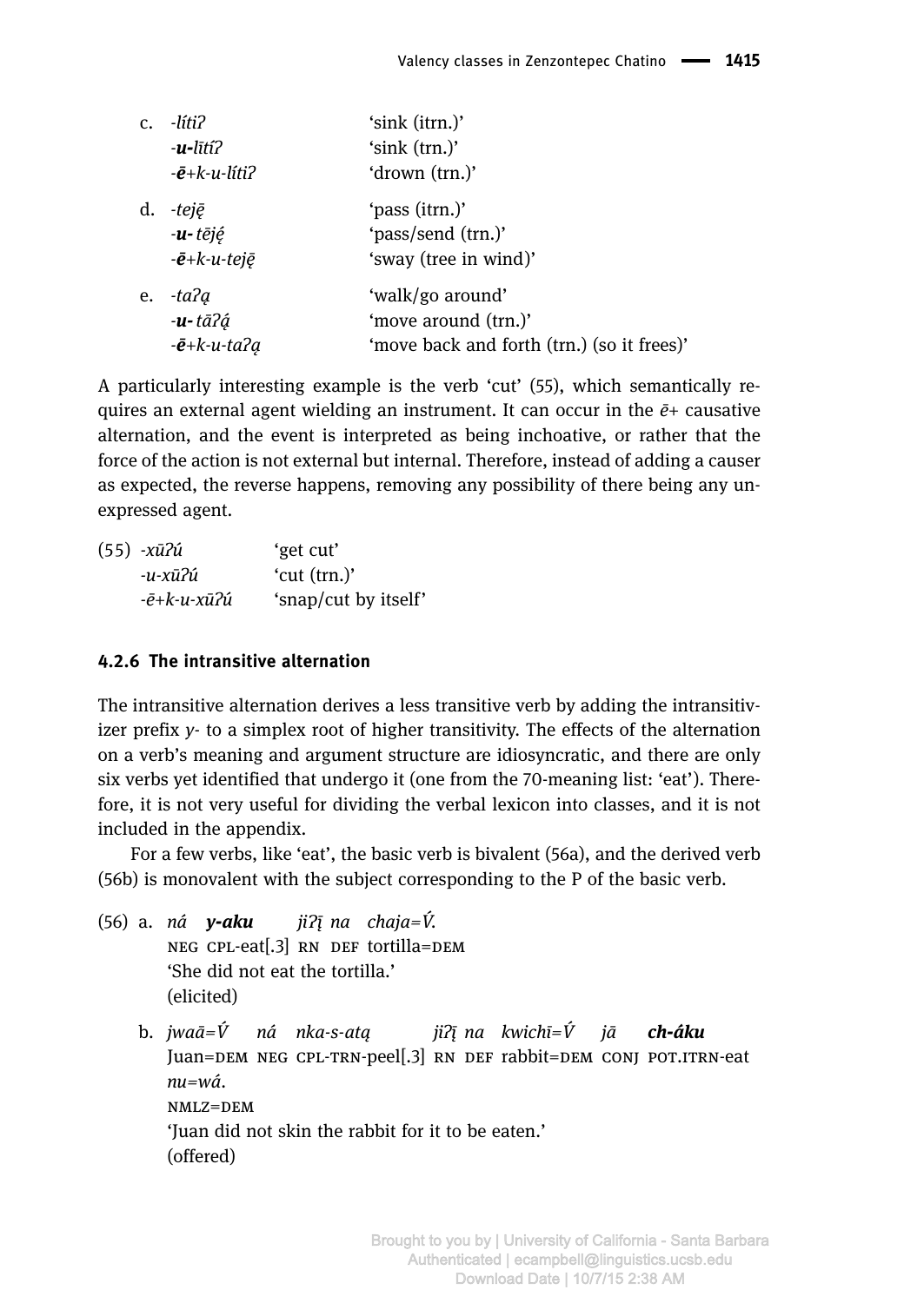c. *-lítiʔ* 'sink (itrn.)'
*-**u-**lītíʔ* 'sink (trn.)'
*-**ē**+k-u-lítiʔ* 'drown (trn.)'

d. *-tejḛ̄* 'pass (itrn.)'
*-**u-** tējḛ́* 'pass/send (trn.)'
*-**ē**+k-u-tejḛ̄* 'sway (tree in wind)'

e. *-taʔą* 'walk/go around'
*-**u-** tāʔą́* 'move around (trn.)'
*-**ē**+k-u-taʔą* 'move back and forth (trn.) (so it frees)'

A particularly interesting example is the verb 'cut' (55), which semantically requires an external agent wielding an instrument. It can occur in the *ē+* causative alternation, and the event is interpreted as being inchoative, or rather that the force of the action is not external but internal. Therefore, instead of adding a causer as expected, the reverse happens, removing any possibility of there being any unexpressed agent.

(55) *-xūʔú* 'get cut'
*-u-xūʔú* 'cut (trn.)'
*-ē+k-u-xūʔú* 'snap/cut by itself'

### 4.2.6 The intransitive alternation

The intransitive alternation derives a less transitive verb by adding the intransitivizer prefix *y-* to a simplex root of higher transitivity. The effects of the alternation on a verb's meaning and argument structure are idiosyncratic, and there are only six verbs yet identified that undergo it (one from the 70-meaning list: 'eat'). Therefore, it is not very useful for dividing the verbal lexicon into classes, and it is not included in the appendix.

For a few verbs, like 'eat', the basic verb is bivalent (56a), and the derived verb (56b) is monovalent with the subject corresponding to the P of the basic verb.

(56) a. *ná **y-aku** jiʔį̄ na chaja=V́.*
NEG CPL-eat[.3] RN DEF tortilla=DEM
'She did not eat the tortilla.'
(elicited)

b. *jwaā=V́ ná nka-s-atą jiʔį̄ na kwichī=V́ jā **ch-áku** nu=wá.*
Juan=DEM NEG CPL-TRN-peel[.3] RN DEF rabbit=DEM CONJ POT.ITRN-eat NMLZ=DEM
'Juan did not skin the rabbit for it to be eaten.'
(offered)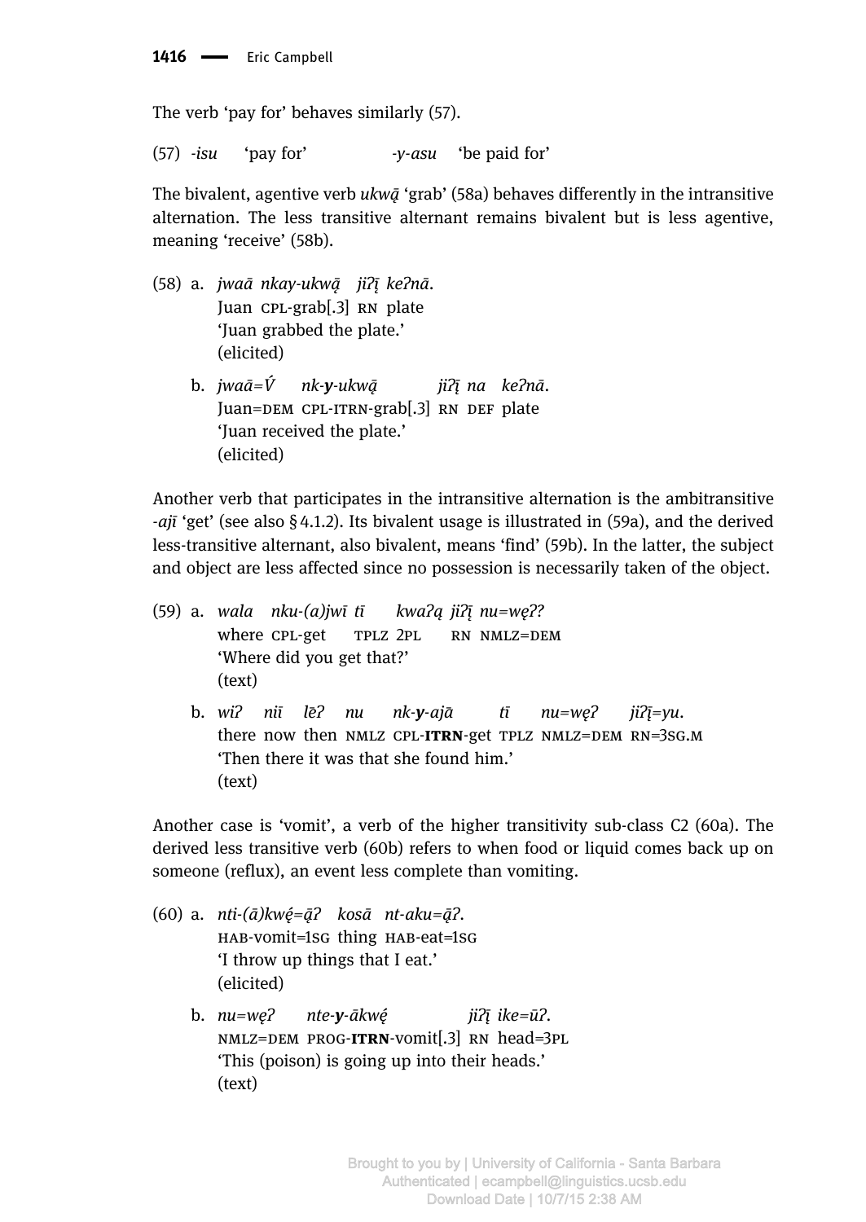The verb 'pay for' behaves similarly (57).

(57) *-isu* 'pay for' *-y-asu* 'be paid for'

The bivalent, agentive verb *ukwą̄* 'grab' (58a) behaves differently in the intransitive alternation. The less transitive alternant remains bivalent but is less agentive, meaning 'receive' (58b).

(58) a. *jwaā nkay-ukwą̄ jiʔį̄ keʔnā.*
Juan CPL-grab[.3] RN plate
'Juan grabbed the plate.'
(elicited)

b. *jwaā=V́ nk-**y**-ukwą̄ jiʔį̄ na keʔnā.*
Juan=DEM CPL-ITRN-grab[.3] RN DEF plate
'Juan received the plate.'
(elicited)

Another verb that participates in the intransitive alternation is the ambitransitive *-ajī* 'get' (see also § 4.1.2). Its bivalent usage is illustrated in (59a), and the derived less-transitive alternant, also bivalent, means 'find' (59b). In the latter, the subject and object are less affected since no possession is necessarily taken of the object.

(59) a. *wala nku-(a)jwī tī kwaʔą jiʔį̄ nu=wę̄ʔ?*
where CPL-get TPLZ 2PL RN NMLZ=DEM
'Where did you get that?'
(text)

b. *wiʔ niī lē̃ʔ nu nk-**y**-ajā tī nu=wę̄ʔ jiʔį̄=yu.*
there now then NMLZ CPL-**ITRN**-get TPLZ NMLZ=DEM RN=3SG.M
'Then there it was that she found him.'
(text)

Another case is 'vomit', a verb of the higher transitivity sub-class C2 (60a). The derived less transitive verb (60b) refers to when food or liquid comes back up on someone (reflux), an event less complete than vomiting.

(60) a. *nti-(ā)kwę̄=ą̄ʔ kosā nt-aku=ą̄ʔ.*
HAB-vomit=1SG thing HAB-eat=1SG
'I throw up things that I eat.'
(elicited)

b. *nu=wę̄ʔ nte-**y**-ākwę̄ jiʔį̄ ike=ūʔ.*
NMLZ=DEM PROG-**ITRN**-vomit[.3] RN head=3PL
'This (poison) is going up into their heads.'
(text)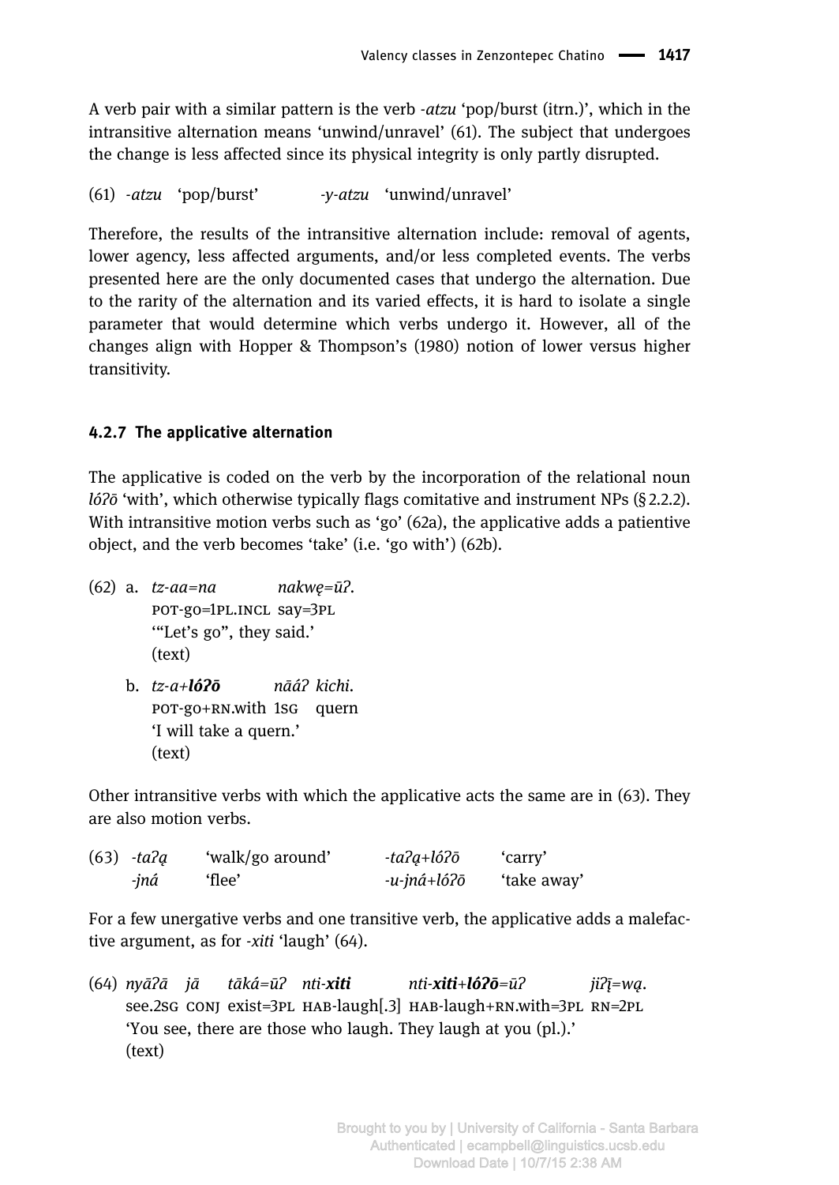A verb pair with a similar pattern is the verb *-atzu* 'pop/burst (itrn.)', which in the intransitive alternation means 'unwind/unravel' (61). The subject that undergoes the change is less affected since its physical integrity is only partly disrupted.

(61) *-atzu* 'pop/burst' *-y-atzu* 'unwind/unravel'

Therefore, the results of the intransitive alternation include: removal of agents, lower agency, less affected arguments, and/or less completed events. The verbs presented here are the only documented cases that undergo the alternation. Due to the rarity of the alternation and its varied effects, it is hard to isolate a single parameter that would determine which verbs undergo it. However, all of the changes align with Hopper & Thompson's (1980) notion of lower versus higher transitivity.

### 4.2.7 The applicative alternation

The applicative is coded on the verb by the incorporation of the relational noun *lóʔō* 'with', which otherwise typically flags comitative and instrument NPs (§ 2.2.2). With intransitive motion verbs such as 'go' (62a), the applicative adds a patientive object, and the verb becomes 'take' (i.e. 'go with') (62b).

(62) a. *tz-aa=na* *nakwę=ūʔ.*
POT-go=1PL.INCL say=3PL
'"Let's go", they said.'
(text)

b. *tz-a+**lóʔō*** *nāáʔ kichi.*
POT-go+RN.with 1SG quern
'I will take a quern.'
(text)

Other intransitive verbs with which the applicative acts the same are in (63). They are also motion verbs.

(63) *-taʔą* 'walk/go around' *-taʔą+lóʔō* 'carry'
*-jná* 'flee' *-u-jná+lóʔō* 'take away'

For a few unergative verbs and one transitive verb, the applicative adds a malefactive argument, as for *-xiti* 'laugh' (64).

(64) *nyāʔā jā tāká=ūʔ nti-**xiti*** *nti-**xiti**+**lóʔō**=ūʔ* *jiʔį̄=wą.*
see.2SG CONJ exist=3PL HAB-laugh[.3] HAB-laugh+RN.with=3PL RN=2PL
'You see, there are those who laugh. They laugh at you (pl.).'
(text)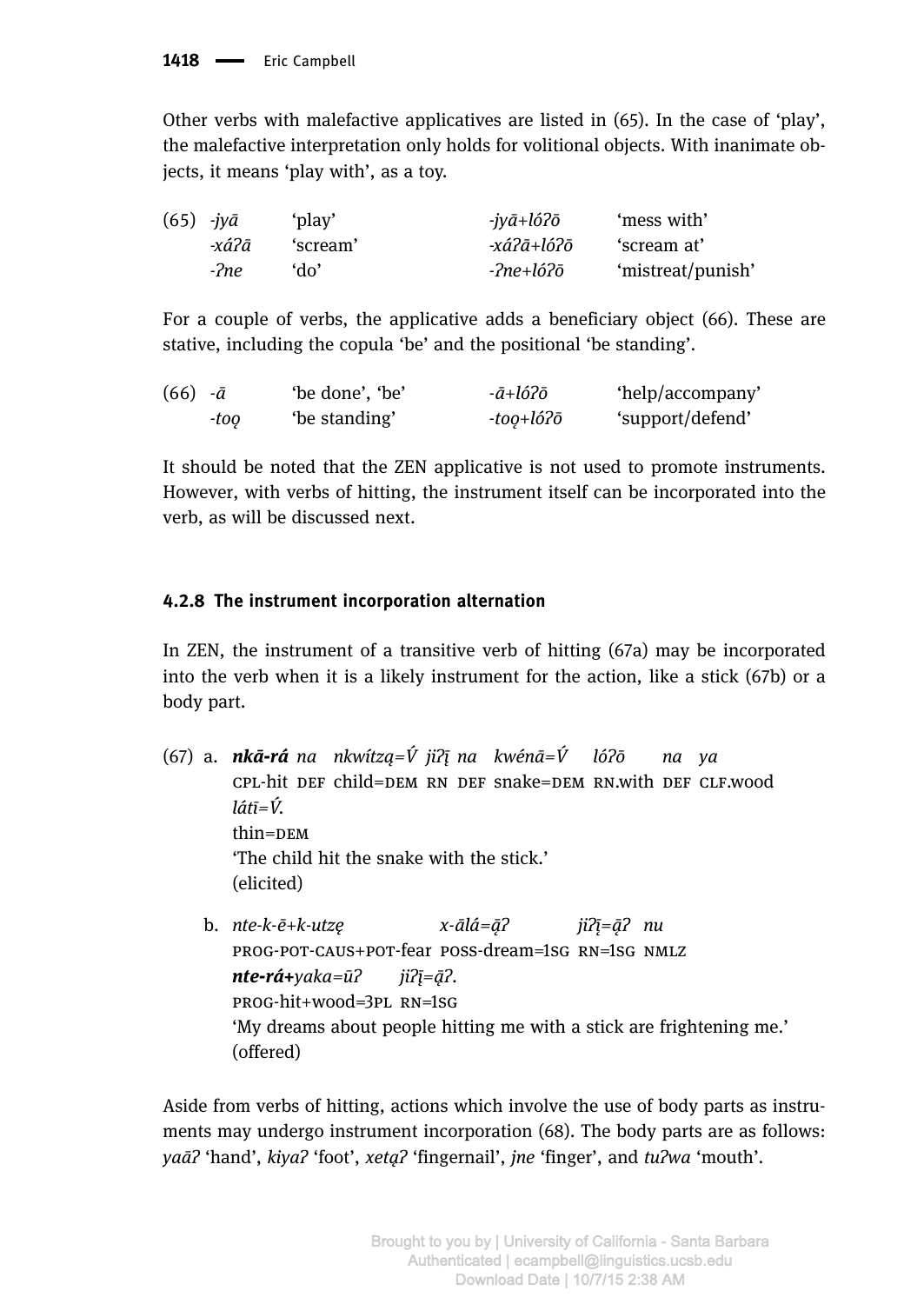Other verbs with malefactive applicatives are listed in (65). In the case of 'play', the malefactive interpretation only holds for volitional objects. With inanimate objects, it means 'play with', as a toy.

(65) *-jyā* 'play' *-jyā+lóʔō* 'mess with'
*-xáʔā* 'scream' *-xáʔā+lóʔō* 'scream at'
*-ʔne* 'do' *-ʔne+lóʔō* 'mistreat/punish'

For a couple of verbs, the applicative adds a beneficiary object (66). These are stative, including the copula 'be' and the positional 'be standing'.

(66) *-ā* 'be done', 'be' *-ā+lóʔō* 'help/accompany'
*-toǫ* 'be standing' *-toǫ+lóʔō* 'support/defend'

It should be noted that the ZEN applicative is not used to promote instruments. However, with verbs of hitting, the instrument itself can be incorporated into the verb, as will be discussed next.

### 4.2.8 The instrument incorporation alternation

In ZEN, the instrument of a transitive verb of hitting (67a) may be incorporated into the verb when it is a likely instrument for the action, like a stick (67b) or a body part.

(67) a. ***nkā-rá*** *na nkwítzą=V́ jiʔį̄ na kwénā=V́ lóʔō na ya látī=V́.*
CPL-hit DEF child=DEM RN DEF snake=DEM RN.with DEF CLF.wood thin=DEM
'The child hit the snake with the stick.'
(elicited)

b. *nte-k-ē+k-utzę x-ālá=ą̄ʔ jiʔį̄=ą̄ʔ nu* ***nte-rá+****yaka=ūʔ jiʔį̄=ą̄ʔ.*
PROG-POT-CAUS+POT-fear POSS-dream=1SG RN=1SG NMLZ PROG-hit+wood=3PL RN=1SG
'My dreams about people hitting me with a stick are frightening me.'
(offered)

Aside from verbs of hitting, actions which involve the use of body parts as instruments may undergo instrument incorporation (68). The body parts are as follows: *yaāʔ* 'hand', *kiyaʔ* 'foot', *xetąʔ* 'fingernail', *jne* 'finger', and *tuʔwa* 'mouth'.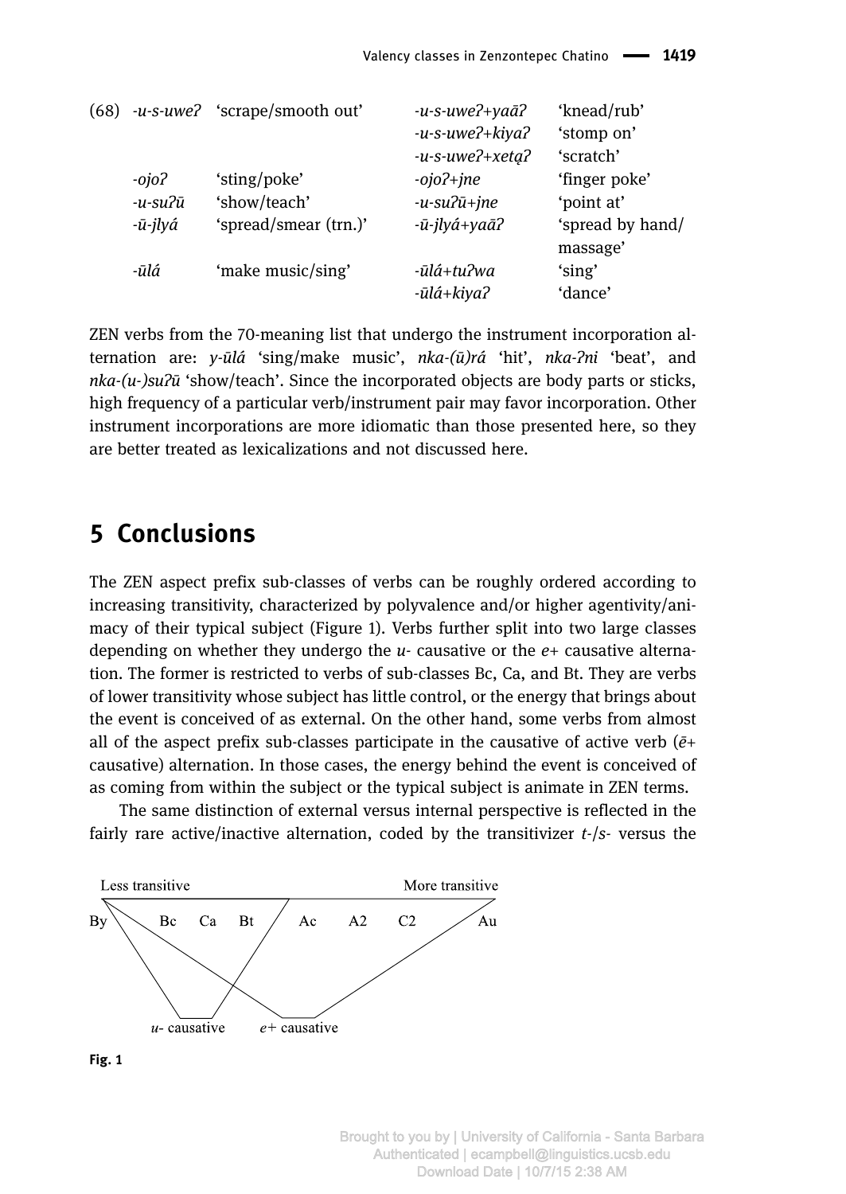(68)

| | | | |
|---|---|---|---|
| *-u-s-uweʔ* | 'scrape/smooth out' | *-u-s-uweʔ+yaāʔ* | 'knead/rub' |
| | | *-u-s-uweʔ+kiyaʔ* | 'stomp on' |
| | | *-u-s-uweʔ+xetą̄ʔ* | 'scratch' |
| *-ojoʔ* | 'sting/poke' | *-ojoʔ+jne* | 'finger poke' |
| *-u-suʔū* | 'show/teach' | *-u-suʔū+jne* | 'point at' |
| *-ū-jlyá* | 'spread/smear (trn.)' | *-ū-jlyá+yaāʔ* | 'spread by hand/ massage' |
| *-ūlá* | 'make music/sing' | *-ūlá+tuʔwa* | 'sing' |
| | | *-ūlá+kiyaʔ* | 'dance' |

ZEN verbs from the 70-meaning list that undergo the instrument incorporation alternation are: *y-ūlá* 'sing/make music', *nka-(ū)rá* 'hit', *nka-ʔni* 'beat', and *nka-(u-)suʔū* 'show/teach'. Since the incorporated objects are body parts or sticks, high frequency of a particular verb/instrument pair may favor incorporation. Other instrument incorporations are more idiomatic than those presented here, so they are better treated as lexicalizations and not discussed here.

## 5 Conclusions

The ZEN aspect prefix sub-classes of verbs can be roughly ordered according to increasing transitivity, characterized by polyvalence and/or higher agentivity/animacy of their typical subject (Figure 1). Verbs further split into two large classes depending on whether they undergo the *u-* causative or the *e+* causative alternation. The former is restricted to verbs of sub-classes Bc, Ca, and Bt. They are verbs of lower transitivity whose subject has little control, or the energy that brings about the event is conceived of as external. On the other hand, some verbs from almost all of the aspect prefix sub-classes participate in the causative of active verb (*ē+* causative) alternation. In those cases, the energy behind the event is conceived of as coming from within the subject or the typical subject is animate in ZEN terms.

The same distinction of external versus internal perspective is reflected in the fairly rare active/inactive alternation, coded by the transitivizer *t-*/*s-* versus the

Less transitive — More transitive

By Bc Ca Bt Ac A2 C2 Au

*u-* causative — *e+* causative

**Fig. 1**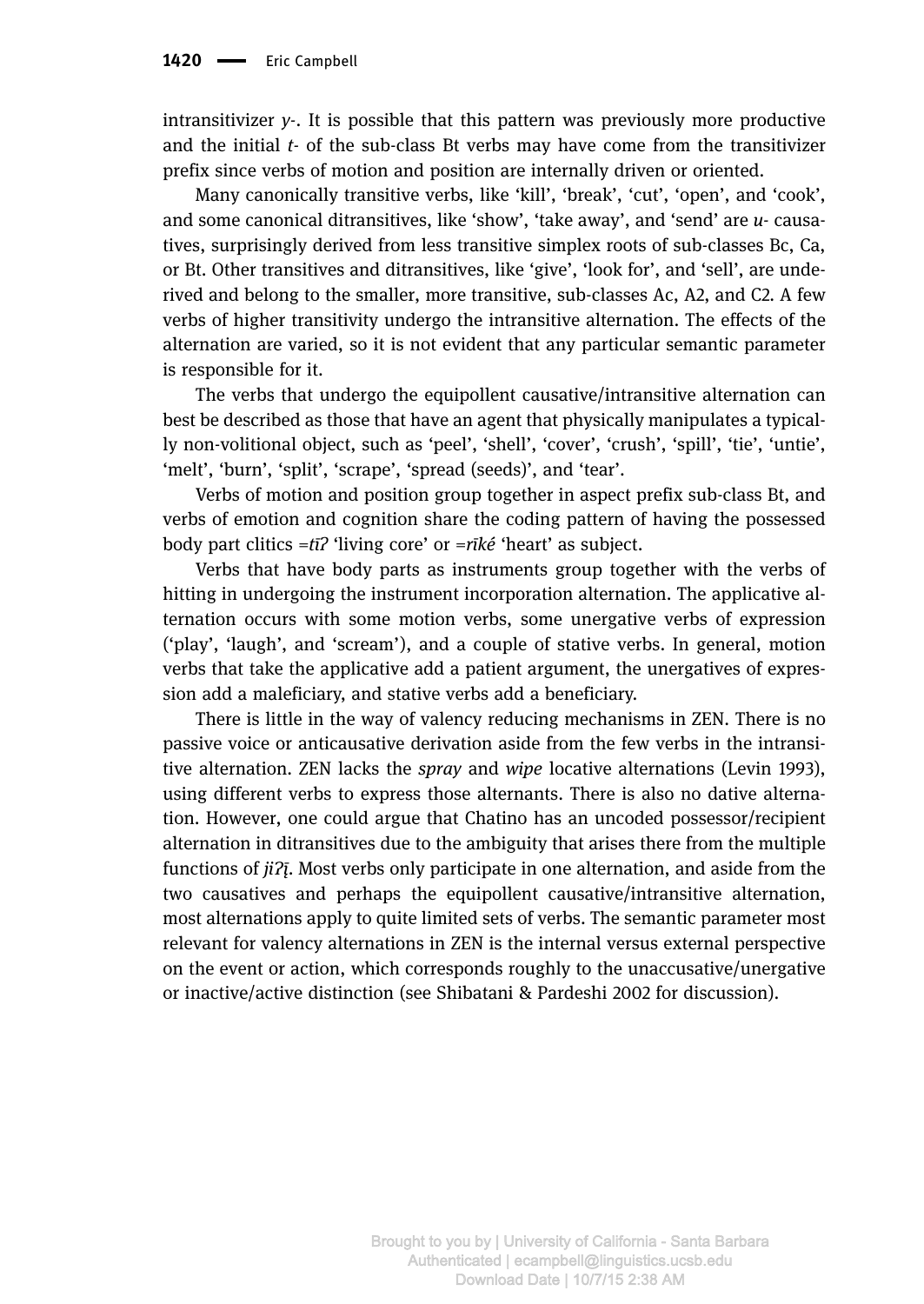intransitivizer *y*-. It is possible that this pattern was previously more productive and the initial *t*- of the sub-class Bt verbs may have come from the transitivizer prefix since verbs of motion and position are internally driven or oriented.

Many canonically transitive verbs, like 'kill', 'break', 'cut', 'open', and 'cook', and some canonical ditransitives, like 'show', 'take away', and 'send' are *u*- causatives, surprisingly derived from less transitive simplex roots of sub-classes Bc, Ca, or Bt. Other transitives and ditransitives, like 'give', 'look for', and 'sell', are underived and belong to the smaller, more transitive, sub-classes Ac, A2, and C2. A few verbs of higher transitivity undergo the intransitive alternation. The effects of the alternation are varied, so it is not evident that any particular semantic parameter is responsible for it.

The verbs that undergo the equipollent causative/intransitive alternation can best be described as those that have an agent that physically manipulates a typically non-volitional object, such as 'peel', 'shell', 'cover', 'crush', 'spill', 'tie', 'untie', 'melt', 'burn', 'split', 'scrape', 'spread (seeds)', and 'tear'.

Verbs of motion and position group together in aspect prefix sub-class Bt, and verbs of emotion and cognition share the coding pattern of having the possessed body part clitics =*tīʔ* 'living core' or =*rīké* 'heart' as subject.

Verbs that have body parts as instruments group together with the verbs of hitting in undergoing the instrument incorporation alternation. The applicative alternation occurs with some motion verbs, some unergative verbs of expression ('play', 'laugh', and 'scream'), and a couple of stative verbs. In general, motion verbs that take the applicative add a patient argument, the unergatives of expression add a maleficiary, and stative verbs add a beneficiary.

There is little in the way of valency reducing mechanisms in ZEN. There is no passive voice or anticausative derivation aside from the few verbs in the intransitive alternation. ZEN lacks the *spray* and *wipe* locative alternations (Levin 1993), using different verbs to express those alternants. There is also no dative alternation. However, one could argue that Chatino has an uncoded possessor/recipient alternation in ditransitives due to the ambiguity that arises there from the multiple functions of *jiʔį̄*. Most verbs only participate in one alternation, and aside from the two causatives and perhaps the equipollent causative/intransitive alternation, most alternations apply to quite limited sets of verbs. The semantic parameter most relevant for valency alternations in ZEN is the internal versus external perspective on the event or action, which corresponds roughly to the unaccusative/unergative or inactive/active distinction (see Shibatani & Pardeshi 2002 for discussion).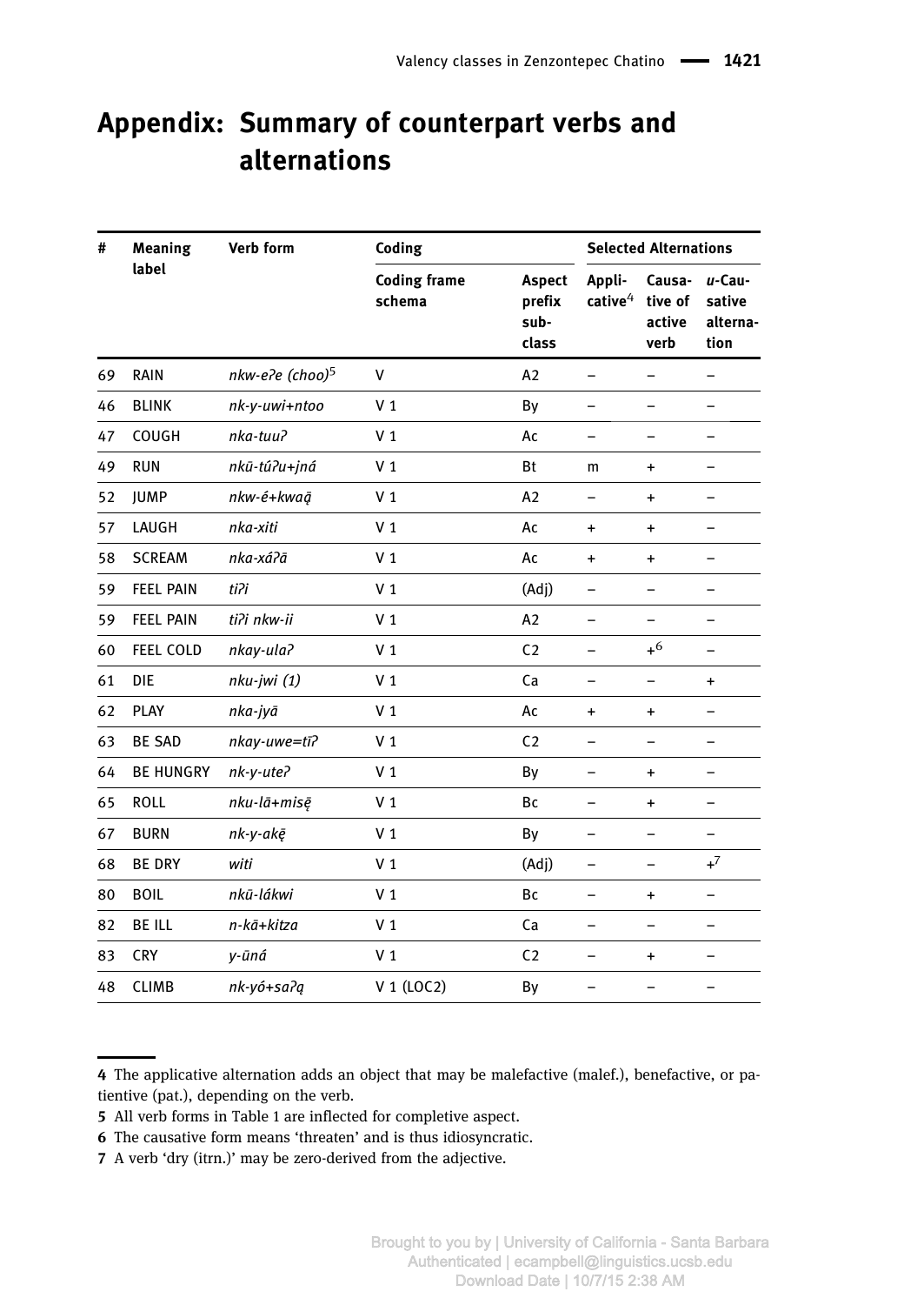# Appendix: Summary of counterpart verbs and alternations

| # | Meaning label | Verb form | Coding | | Selected Alternations | | |
|---|---|---|---|---|---|---|---|
| | | | Coding frame schema | Aspect prefix sub-class | Applicative[4] | Causative of active verb | *u*-Causative alternation |
| 69 | RAIN | *nkw-eʔe (choo)*[5] | V | A2 | – | – | – |
| 46 | BLINK | *nk-y-uwi+ntoo* | V 1 | By | – | – | – |
| 47 | COUGH | *nka-tuuʔ* | V 1 | Ac | – | – | – |
| 49 | RUN | *nkū-túʔu+jná* | V 1 | Bt | m | + | – |
| 52 | JUMP | *nkw-é+kwaą̄* | V 1 | A2 | – | + | – |
| 57 | LAUGH | *nka-xiti* | V 1 | Ac | + | + | – |
| 58 | SCREAM | *nka-xáʔā* | V 1 | Ac | + | + | – |
| 59 | FEEL PAIN | *tiʔi* | V 1 | (Adj) | – | – | – |
| 59 | FEEL PAIN | *tiʔi nkw-ii* | V 1 | A2 | – | – | – |
| 60 | FEEL COLD | *nkay-ulaʔ* | V 1 | C2 | – | +[6] | – |
| 61 | DIE | *nku-jwi (1)* | V 1 | Ca | – | – | + |
| 62 | PLAY | *nka-jyā* | V 1 | Ac | + | + | – |
| 63 | BE SAD | *nkay-uwe=tīʔ* | V 1 | C2 | – | – | – |
| 64 | BE HUNGRY | *nk-y-uteʔ* | V 1 | By | – | + | – |
| 65 | ROLL | *nku-lā+misę̄* | V 1 | Bc | – | + | – |
| 67 | BURN | *nk-y-akę̄* | V 1 | By | – | – | – |
| 68 | BE DRY | *witi* | V 1 | (Adj) | – | – | +[7] |
| 80 | BOIL | *nkū-lákwi* | V 1 | Bc | – | + | – |
| 82 | BE ILL | *n-kā+kitza* | V 1 | Ca | – | – | – |
| 83 | CRY | *y-ūná* | V 1 | C2 | – | + | – |
| 48 | CLIMB | *nk-yó+saʔą* | V 1 (LOC2) | By | – | – | – |

4 The applicative alternation adds an object that may be malefactive (malef.), benefactive, or patientive (pat.), depending on the verb.

5 All verb forms in Table 1 are inflected for completive aspect.

6 The causative form means 'threaten' and is thus idiosyncratic.

7 A verb 'dry (itrn.)' may be zero-derived from the adjective.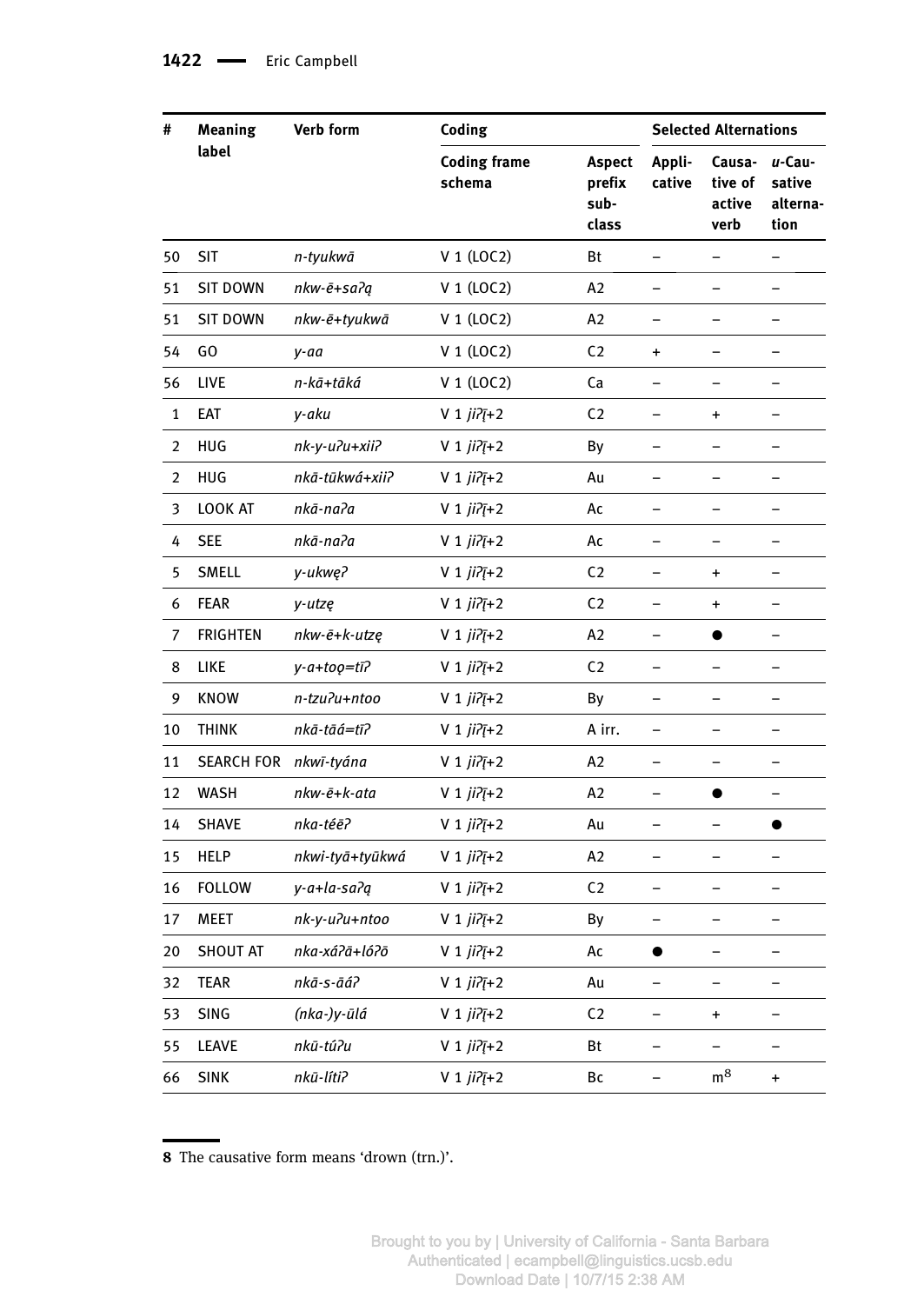| # | Meaning label | Verb form | Coding | | Selected Alternations | | |
|---|---|---|---|---|---|---|---|
| | | | Coding frame schema | Aspect prefix sub-class | Appli-cative | Causa-tive of active verb | *u*-Cau-sative alterna-tion |
| 50 | SIT | *n-tyukwā* | V 1 (LOC2) | Bt | – | – | – |
| 51 | SIT DOWN | *nkw-ē+saʔą* | V 1 (LOC2) | A2 | – | – | – |
| 51 | SIT DOWN | *nkw-ē+tyukwā* | V 1 (LOC2) | A2 | – | – | – |
| 54 | GO | *y-aa* | V 1 (LOC2) | C2 | + | – | – |
| 56 | LIVE | *n-kā+tāká* | V 1 (LOC2) | Ca | – | – | – |
| 1 | EAT | *y-aku* | V 1 *jiʔį̄*+2 | C2 | – | + | – |
| 2 | HUG | *nk-y-uʔu+xiiʔ* | V 1 *jiʔį̄*+2 | By | – | – | – |
| 2 | HUG | *nkā-tūkwá+xiiʔ* | V 1 *jiʔį̄*+2 | Au | – | – | – |
| 3 | LOOK AT | *nkā-naʔa* | V 1 *jiʔį̄*+2 | Ac | – | – | – |
| 4 | SEE | *nkā-naʔa* | V 1 *jiʔį̄*+2 | Ac | – | – | – |
| 5 | SMELL | *y-ukwęʔ* | V 1 *jiʔį̄*+2 | C2 | – | + | – |
| 6 | FEAR | *y-utzę* | V 1 *jiʔį̄*+2 | C2 | – | + | – |
| 7 | FRIGHTEN | *nkw-ē+k-utzę* | V 1 *jiʔį̄*+2 | A2 | – | ● | – |
| 8 | LIKE | *y-a+toǫ=tīʔ* | V 1 *jiʔį̄*+2 | C2 | – | – | – |
| 9 | KNOW | *n-tzuʔu+ntoo* | V 1 *jiʔį̄*+2 | By | – | – | – |
| 10 | THINK | *nkā-tāá=tīʔ* | V 1 *jiʔį̄*+2 | A irr. | – | – | – |
| 11 | SEARCH FOR | *nkwī-tyána* | V 1 *jiʔį̄*+2 | A2 | – | – | – |
| 12 | WASH | *nkw-ē+k-ata* | V 1 *jiʔį̄*+2 | A2 | – | ● | – |
| 14 | SHAVE | *nka-téēʔ* | V 1 *jiʔį̄*+2 | Au | – | – | ● |
| 15 | HELP | *nkwi-tyā+tyūkwá* | V 1 *jiʔį̄*+2 | A2 | – | – | – |
| 16 | FOLLOW | *y-a+la-saʔą* | V 1 *jiʔį̄*+2 | C2 | – | – | – |
| 17 | MEET | *nk-y-uʔu+ntoo* | V 1 *jiʔį̄*+2 | By | – | – | – |
| 20 | SHOUT AT | *nka-xáʔā+lóʔō* | V 1 *jiʔį̄*+2 | Ac | ● | – | – |
| 32 | TEAR | *nkā-s-āáʔ* | V 1 *jiʔį̄*+2 | Au | – | – | – |
| 53 | SING | *(nka-)y-ūlá* | V 1 *jiʔį̄*+2 | C2 | – | + | – |
| 55 | LEAVE | *nkū-túʔu* | V 1 *jiʔį̄*+2 | Bt | – | – | – |
| 66 | SINK | *nkū-lítiʔ* | V 1 *jiʔį̄*+2 | Bc | – | m[8] | + |

8 The causative form means 'drown (trn.)'.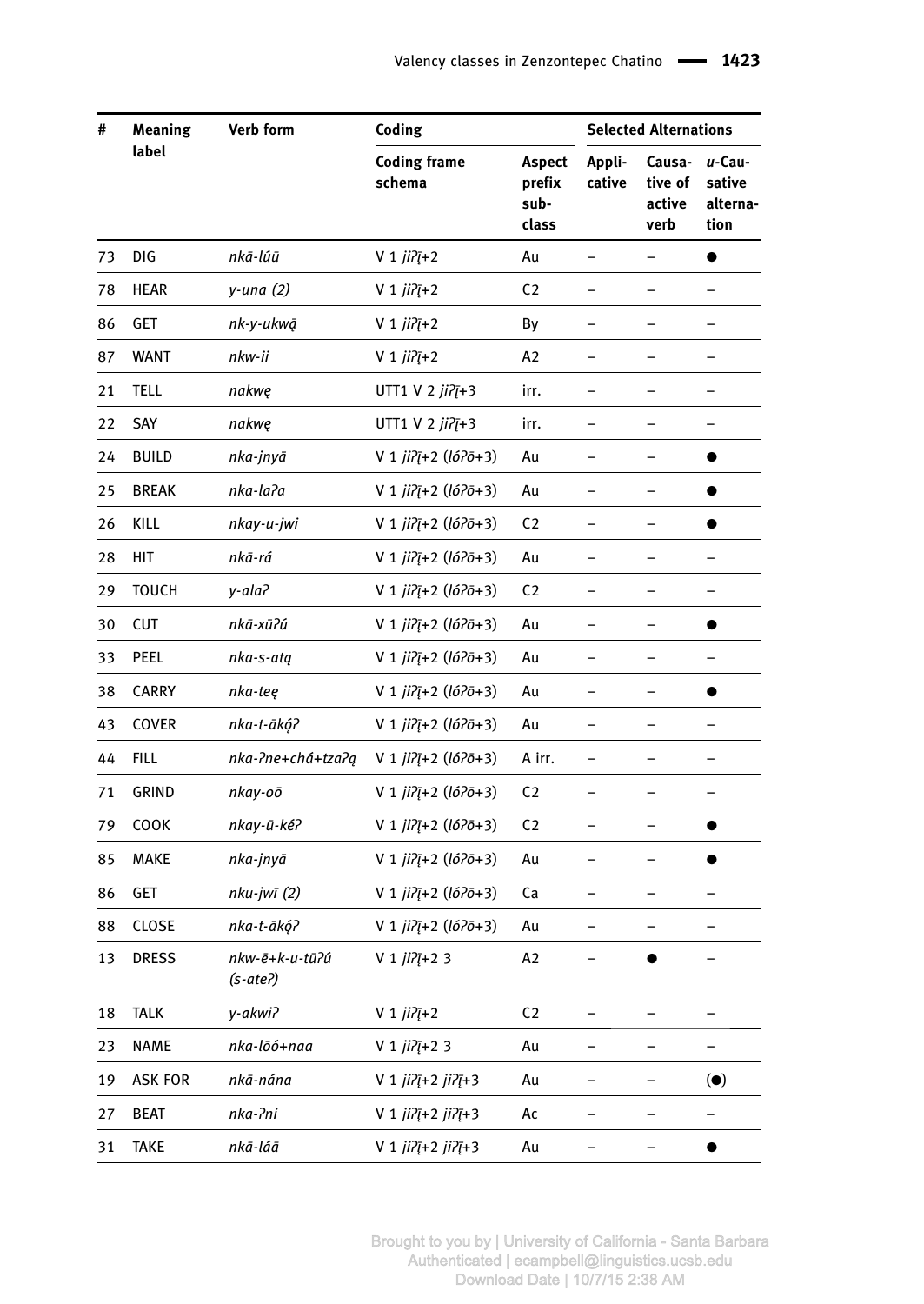| # | Meaning label | Verb form | Coding | | Selected Alternations | | |
|---|---|---|---|---|---|---|---|
| | | | Coding frame schema | Aspect prefix sub-class | Appli-cative | Causa-tive of active verb | *u*-Cau-sative alterna-tion |
| 73 | DIG | *nkā-lúū* | V 1 *jiʔį̄*+2 | Au | – | – | ● |
| 78 | HEAR | *y-una (2)* | V 1 *jiʔį̄*+2 | C2 | – | – | – |
| 86 | GET | *nk-y-ukwą̄* | V 1 *jiʔį̄*+2 | By | – | – | – |
| 87 | WANT | *nkw-ii* | V 1 *jiʔį̄*+2 | A2 | – | – | – |
| 21 | TELL | *nakwę* | UTT1 V 2 *jiʔį̄*+3 | irr. | – | – | – |
| 22 | SAY | *nakwę* | UTT1 V 2 *jiʔį̄*+3 | irr. | – | – | – |
| 24 | BUILD | *nka-jnyā* | V 1 *jiʔį̄*+2 (*lóʔō*+3) | Au | – | – | ● |
| 25 | BREAK | *nka-laʔa* | V 1 *jiʔį̄*+2 (*lóʔō*+3) | Au | – | – | ● |
| 26 | KILL | *nkay-u-jwi* | V 1 *jiʔį̄*+2 (*lóʔō*+3) | C2 | – | – | ● |
| 28 | HIT | *nkā-rá* | V 1 *jiʔį̄*+2 (*lóʔō*+3) | Au | – | – | – |
| 29 | TOUCH | *y-alaʔ* | V 1 *jiʔį̄*+2 (*lóʔō*+3) | C2 | – | – | – |
| 30 | CUT | *nkā-xūʔú* | V 1 *jiʔį̄*+2 (*lóʔō*+3) | Au | – | – | ● |
| 33 | PEEL | *nka-s-atą* | V 1 *jiʔį̄*+2 (*lóʔō*+3) | Au | – | – | – |
| 38 | CARRY | *nka-teę* | V 1 *jiʔį̄*+2 (*lóʔō*+3) | Au | – | – | ● |
| 43 | COVER | *nka-t-ākǫ́ʔ* | V 1 *jiʔį̄*+2 (*lóʔō*+3) | Au | – | – | – |
| 44 | FILL | *nka-ʔne+chá+tzaʔą* | V 1 *jiʔį̄*+2 (*lóʔō*+3) | A irr. | – | – | – |
| 71 | GRIND | *nkay-oō* | V 1 *jiʔį̄*+2 (*lóʔō*+3) | C2 | – | – | – |
| 79 | COOK | *nkay-ū-kéʔ* | V 1 *jiʔį̄*+2 (*lóʔō*+3) | C2 | – | – | ● |
| 85 | MAKE | *nka-jnyā* | V 1 *jiʔį̄*+2 (*lóʔō*+3) | Au | – | – | ● |
| 86 | GET | *nku-jwī (2)* | V 1 *jiʔį̄*+2 (*lóʔō*+3) | Ca | – | – | – |
| 88 | CLOSE | *nka-t-ākǫ́ʔ* | V 1 *jiʔį̄*+2 (*lóʔō*+3) | Au | – | – | – |
| 13 | DRESS | *nkw-ē+k-u-tūʔú (s-ateʔ)* | V 1 *jiʔį̄*+2 3 | A2 | – | ● | – |
| 18 | TALK | *y-akwiʔ* | V 1 *jiʔį̄*+2 | C2 | – | – | – |
| 23 | NAME | *nka-lōó+naa* | V 1 *jiʔį̄*+2 3 | Au | – | – | – |
| 19 | ASK FOR | *nkā-nána* | V 1 *jiʔį̄*+2 *jiʔį̄*+3 | Au | – | – | (●) |
| 27 | BEAT | *nka-ʔni* | V 1 *jiʔį̄*+2 *jiʔį̄*+3 | Ac | – | – | – |
| 31 | TAKE | *nkā-láā* | V 1 *jiʔį̄*+2 *jiʔį̄*+3 | Au | – | – | ● |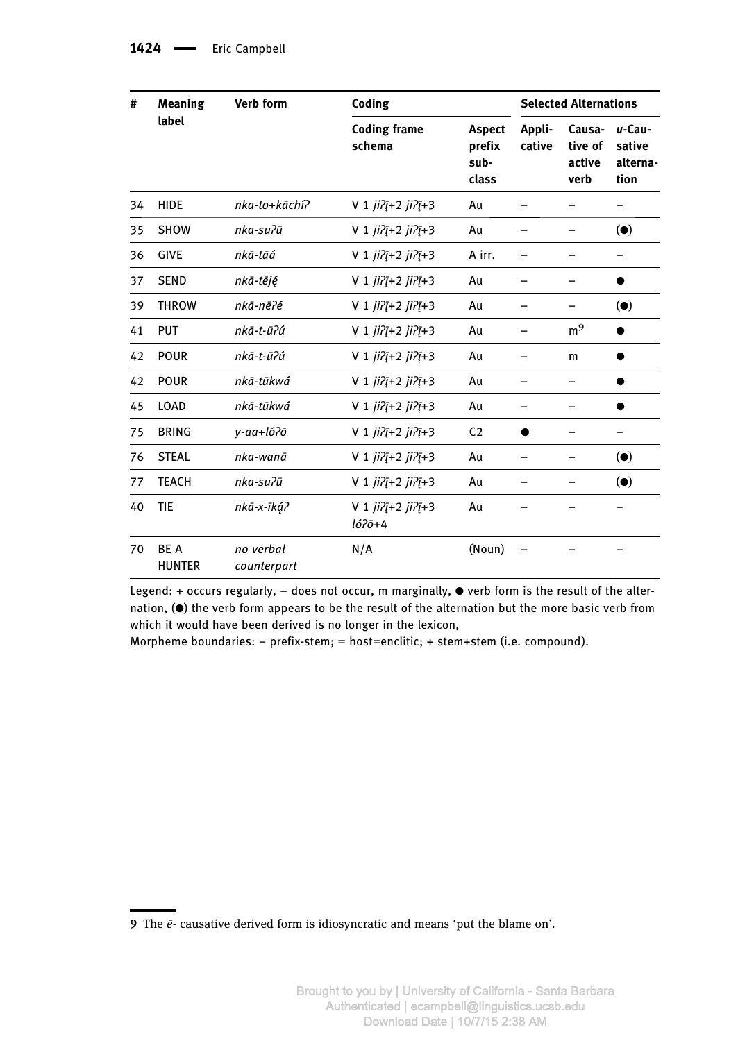| # | Meaning label | Verb form | Coding | | Selected Alternations | | |
|---|---|---|---|---|---|---|---|
| | | | Coding frame schema | Aspect prefix sub-class | Appli-cative | Causa-tive of active verb | *u*-Cau-sative alterna-tion |
| 34 | HIDE | *nka-to+kāchíʔ* | V 1 *jiʔį̄+2 jiʔį̄+3* | Au | – | – | – |
| 35 | SHOW | *nka-suʔū* | V 1 *jiʔį̄+2 jiʔį̄+3* | Au | – | – | (●) |
| 36 | GIVE | *nkā-tāá* | V 1 *jiʔį̄+2 jiʔį̄+3* | A irr. | – | – | – |
| 37 | SEND | *nkā-tējé̜* | V 1 *jiʔį̄+2 jiʔį̄+3* | Au | – | – | ● |
| 39 | THROW | *nkā-nēʔé* | V 1 *jiʔį̄+2 jiʔį̄+3* | Au | – | – | (●) |
| 41 | PUT | *nkā-t-ūʔú* | V 1 *jiʔį̄+2 jiʔį̄+3* | Au | – | m[9] | ● |
| 42 | POUR | *nkā-t-ūʔú* | V 1 *jiʔį̄+2 jiʔį̄+3* | Au | – | m | ● |
| 42 | POUR | *nkā-tūkwá* | V 1 *jiʔį̄+2 jiʔį̄+3* | Au | – | – | ● |
| 45 | LOAD | *nkā-tūkwá* | V 1 *jiʔį̄+2 jiʔį̄+3* | Au | – | – | ● |
| 75 | BRING | *y-aa+lóʔō* | V 1 *jiʔį̄+2 jiʔį̄+3* | C2 | ● | – | – |
| 76 | STEAL | *nka-wanā* | V 1 *jiʔį̄+2 jiʔį̄+3* | Au | – | – | (●) |
| 77 | TEACH | *nka-suʔū* | V 1 *jiʔį̄+2 jiʔį̄+3* | Au | – | – | (●) |
| 40 | TIE | *nkā-x-īką́ʔ* | V 1 *jiʔį̄+2 jiʔį̄+3 lóʔō+4* | Au | – | – | – |
| 70 | BE A HUNTER | *no verbal counterpart* | N/A | (Noun) | – | – | – |

Legend: + occurs regularly, – does not occur, m marginally, ● verb form is the result of the alternation, (●) the verb form appears to be the result of the alternation but the more basic verb from which it would have been derived is no longer in the lexicon,

Morpheme boundaries: – prefix-stem; = host=enclitic; + stem+stem (i.e. compound).

9 The *ē-* causative derived form is idiosyncratic and means 'put the blame on'.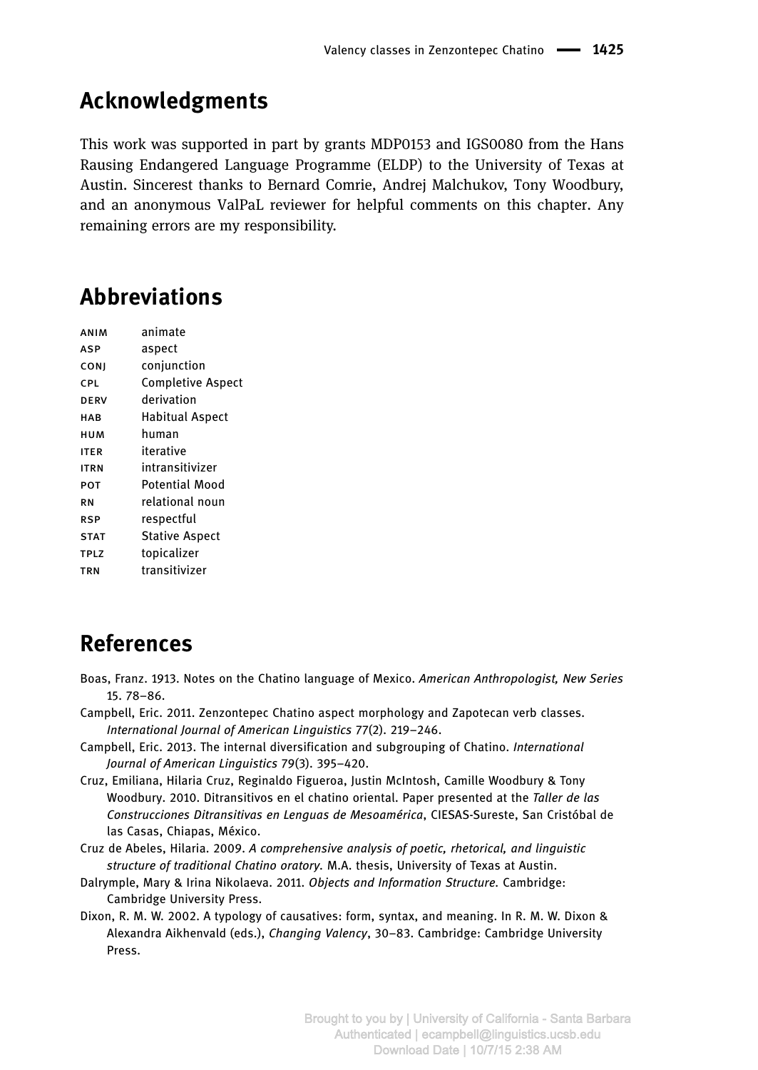## Acknowledgments

This work was supported in part by grants MDP0153 and IGS0080 from the Hans Rausing Endangered Language Programme (ELDP) to the University of Texas at Austin. Sincerest thanks to Bernard Comrie, Andrej Malchukov, Tony Woodbury, and an anonymous ValPaL reviewer for helpful comments on this chapter. Any remaining errors are my responsibility.

## Abbreviations

| | |
|---|---|
| ANIM | animate |
| ASP | aspect |
| CONJ | conjunction |
| CPL | Completive Aspect |
| DERV | derivation |
| HAB | Habitual Aspect |
| HUM | human |
| ITER | iterative |
| ITRN | intransitivizer |
| POT | Potential Mood |
| RN | relational noun |
| RSP | respectful |
| STAT | Stative Aspect |
| TPLZ | topicalizer |
| TRN | transitivizer |

## References

Boas, Franz. 1913. Notes on the Chatino language of Mexico. *American Anthropologist, New Series* 15. 78–86.

Campbell, Eric. 2011. Zenzontepec Chatino aspect morphology and Zapotecan verb classes. *International Journal of American Linguistics* 77(2). 219–246.

Campbell, Eric. 2013. The internal diversification and subgrouping of Chatino. *International Journal of American Linguistics* 79(3). 395–420.

Cruz, Emiliana, Hilaria Cruz, Reginaldo Figueroa, Justin McIntosh, Camille Woodbury & Tony Woodbury. 2010. Ditransitivos en el chatino oriental. Paper presented at the *Taller de las Construcciones Ditransitivas en Lenguas de Mesoamérica*, CIESAS-Sureste, San Cristóbal de las Casas, Chiapas, México.

Cruz de Abeles, Hilaria. 2009. *A comprehensive analysis of poetic, rhetorical, and linguistic structure of traditional Chatino oratory.* M.A. thesis, University of Texas at Austin.

Dalrymple, Mary & Irina Nikolaeva. 2011. *Objects and Information Structure.* Cambridge: Cambridge University Press.

Dixon, R. M. W. 2002. A typology of causatives: form, syntax, and meaning. In R. M. W. Dixon & Alexandra Aikhenvald (eds.), *Changing Valency*, 30–83. Cambridge: Cambridge University Press.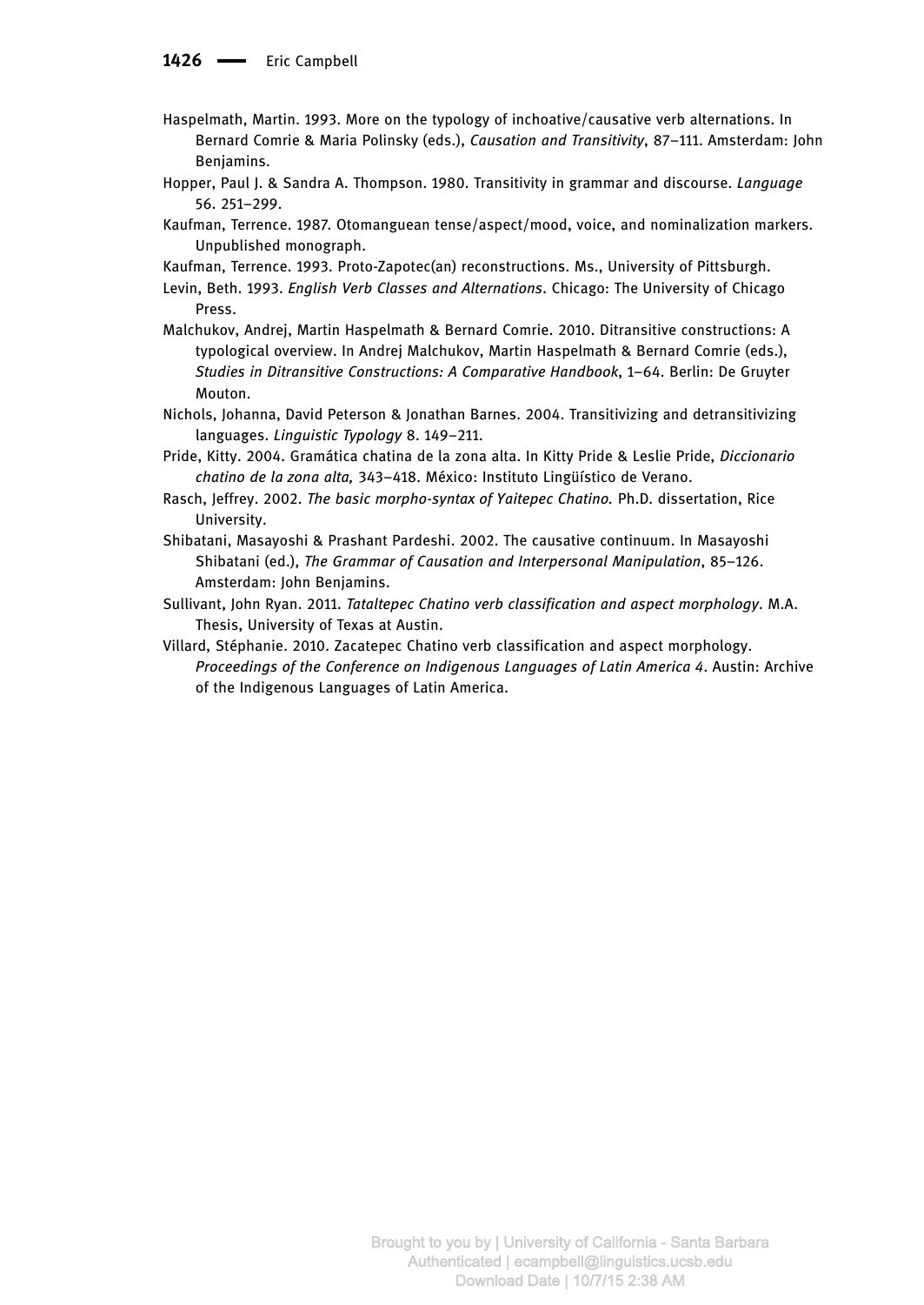Haspelmath, Martin. 1993. More on the typology of inchoative/causative verb alternations. In Bernard Comrie & Maria Polinsky (eds.), *Causation and Transitivity*, 87–111. Amsterdam: John Benjamins.

Hopper, Paul J. & Sandra A. Thompson. 1980. Transitivity in grammar and discourse. *Language* 56. 251–299.

Kaufman, Terrence. 1987. Otomanguean tense/aspect/mood, voice, and nominalization markers. Unpublished monograph.

Kaufman, Terrence. 1993. Proto-Zapotec(an) reconstructions. Ms., University of Pittsburgh.

Levin, Beth. 1993. *English Verb Classes and Alternations*. Chicago: The University of Chicago Press.

Malchukov, Andrej, Martin Haspelmath & Bernard Comrie. 2010. Ditransitive constructions: A typological overview. In Andrej Malchukov, Martin Haspelmath & Bernard Comrie (eds.), *Studies in Ditransitive Constructions: A Comparative Handbook*, 1–64. Berlin: De Gruyter Mouton.

Nichols, Johanna, David Peterson & Jonathan Barnes. 2004. Transitivizing and detransitivizing languages. *Linguistic Typology* 8. 149–211.

Pride, Kitty. 2004. Gramática chatina de la zona alta. In Kitty Pride & Leslie Pride, *Diccionario chatino de la zona alta,* 343–418. México: Instituto Lingüístico de Verano.

Rasch, Jeffrey. 2002. *The basic morpho-syntax of Yaitepec Chatino.* Ph.D. dissertation, Rice University.

Shibatani, Masayoshi & Prashant Pardeshi. 2002. The causative continuum. In Masayoshi Shibatani (ed.), *The Grammar of Causation and Interpersonal Manipulation*, 85–126. Amsterdam: John Benjamins.

Sullivant, John Ryan. 2011. *Tataltepec Chatino verb classification and aspect morphology*. M.A. Thesis, University of Texas at Austin.

Villard, Stéphanie. 2010. Zacatepec Chatino verb classification and aspect morphology. *Proceedings of the Conference on Indigenous Languages of Latin America 4*. Austin: Archive of the Indigenous Languages of Latin America.